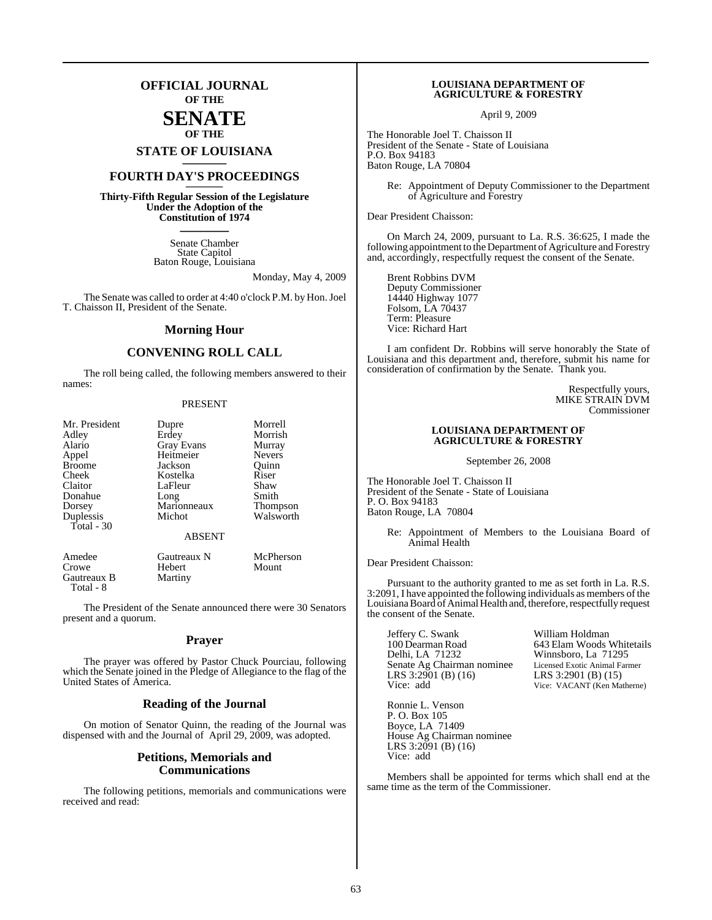# OFFICIAL JOURNAL

**OF THE**

# SENATE

**OF THE**

## STATE OF LOUISIANA

## FOURTH DAY'S PROCEEDINGS

**Thirty-Fifth Regular Session of the Legislature Under the Adoption of the Constitution of 1974**

Senate Chamber
State Capitol
Baton Rouge, Louisiana

Monday, May 4, 2009

The Senate was called to order at 4:40 o'clock P.M. by Hon. Joel T. Chaisson II, President of the Senate.

## Morning Hour

## CONVENING ROLL CALL

The roll being called, the following members answered to their names:

PRESENT

| | | |
|---|---|---|
| Mr. President | Dupre | Morrell |
| Adley | Erdey | Morrish |
| Alario | Gray Evans | Murray |
| Appel | Heitmeier | Nevers |
| Broome | Jackson | Quinn |
| Cheek | Kostelka | Riser |
| Claitor | LaFleur | Shaw |
| Donahue | Long | Smith |
| Dorsey | Marionneaux | Thompson |
| Duplessis | Michot | Walsworth |

Total - 30

ABSENT

| | | |
|---|---|---|
| Amedee | Gautreaux N | McPherson |
| Crowe | Hebert | Mount |
| Gautreaux B | Martiny | |

Total - 8

The President of the Senate announced there were 30 Senators present and a quorum.

## Prayer

The prayer was offered by Pastor Chuck Pourciau, following which the Senate joined in the Pledge of Allegiance to the flag of the United States of America.

## Reading of the Journal

On motion of Senator Quinn, the reading of the Journal was dispensed with and the Journal of April 29, 2009, was adopted.

## Petitions, Memorials and Communications

The following petitions, memorials and communications were received and read:

**LOUISIANA DEPARTMENT OF AGRICULTURE & FORESTRY**

April 9, 2009

The Honorable Joel T. Chaisson II
President of the Senate - State of Louisiana
P.O. Box 94183
Baton Rouge, LA 70804

Re: Appointment of Deputy Commissioner to the Department of Agriculture and Forestry

Dear President Chaisson:

On March 24, 2009, pursuant to La. R.S. 36:625, I made the following appointment to the Department of Agriculture and Forestry and, accordingly, respectfully request the consent of the Senate.

Brent Robbins DVM
Deputy Commissioner
14440 Highway 1077
Folsom, LA 70437
Term: Pleasure
Vice: Richard Hart

I am confident Dr. Robbins will serve honorably the State of Louisiana and this department and, therefore, submit his name for consideration of confirmation by the Senate. Thank you.

Respectfully yours,
MIKE STRAIN DVM
Commissioner

**LOUISIANA DEPARTMENT OF AGRICULTURE & FORESTRY**

September 26, 2008

The Honorable Joel T. Chaisson II
President of the Senate - State of Louisiana
P. O. Box 94183
Baton Rouge, LA 70804

Re: Appointment of Members to the Louisiana Board of Animal Health

Dear President Chaisson:

Pursuant to the authority granted to me as set forth in La. R.S. 3:2091, I have appointed the following individuals as members of the Louisiana Board of Animal Health and, therefore, respectfully request the consent of the Senate.

Jeffery C. Swank
100 Dearman Road
Delhi, LA 71232
Senate Ag Chairman nominee
LRS 3:2901 (B) (16)
Vice: add

William Holdman
643 Elam Woods Whitetails
Winnsboro, La 71295
Licensed Exotic Animal Farmer
LRS 3:2901 (B) (15)
Vice: VACANT (Ken Matherne)

Ronnie L. Venson
P. O. Box 105
Boyce, LA 71409
House Ag Chairman nominee
LRS 3:2091 (B) (16)
Vice: add

Members shall be appointed for terms which shall end at the same time as the term of the Commissioner.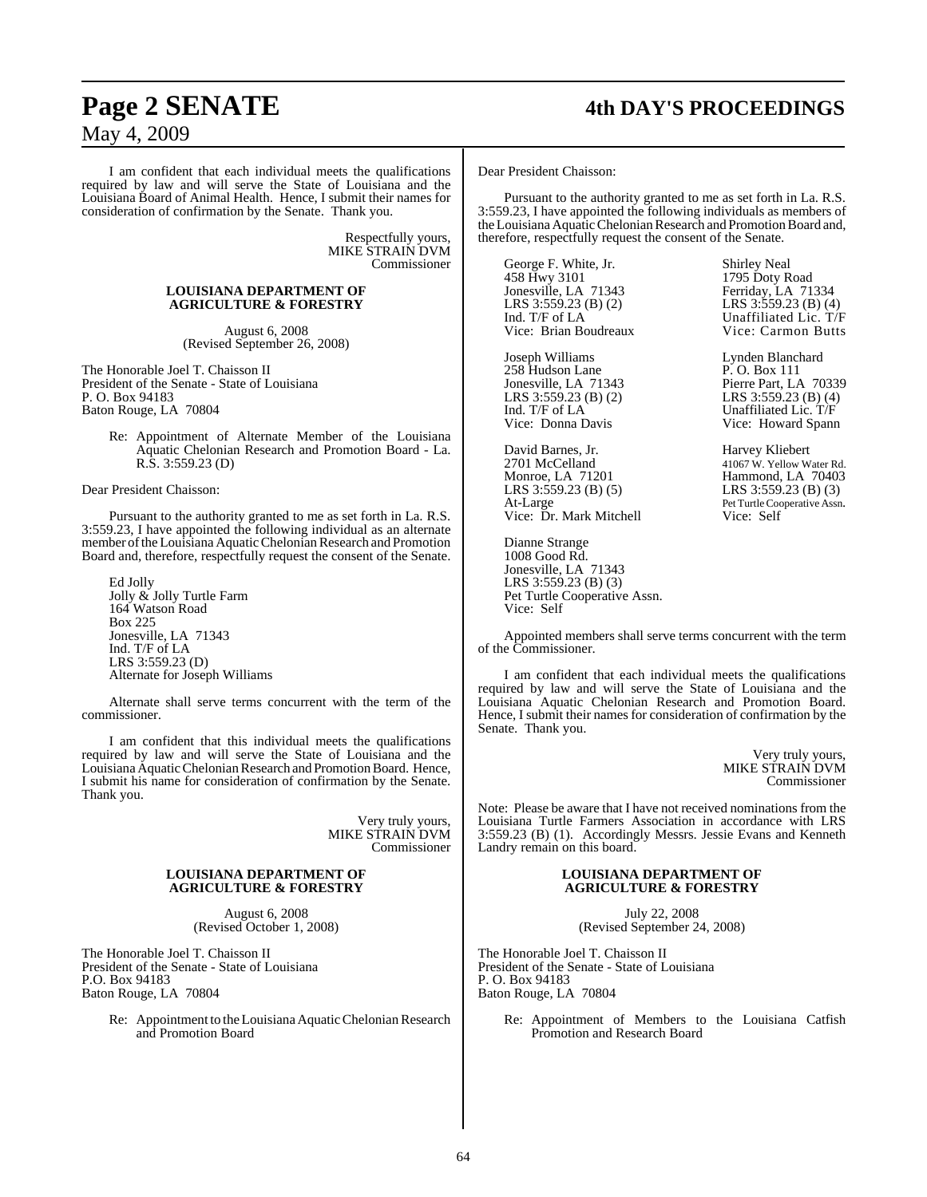I am confident that each individual meets the qualifications required by law and will serve the State of Louisiana and the Louisiana Board of Animal Health. Hence, I submit their names for consideration of confirmation by the Senate. Thank you.

Respectfully yours,
MIKE STRAIN DVM
Commissioner

**LOUISIANA DEPARTMENT OF AGRICULTURE & FORESTRY**

August 6, 2008
(Revised September 26, 2008)

The Honorable Joel T. Chaisson II
President of the Senate - State of Louisiana
P. O. Box 94183
Baton Rouge, LA 70804

Re: Appointment of Alternate Member of the Louisiana Aquatic Chelonian Research and Promotion Board - La. R.S. 3:559.23 (D)

Dear President Chaisson:

Pursuant to the authority granted to me as set forth in La. R.S. 3:559.23, I have appointed the following individual as an alternate member of the Louisiana Aquatic Chelonian Research and Promotion Board and, therefore, respectfully request the consent of the Senate.

Ed Jolly
Jolly & Jolly Turtle Farm
164 Watson Road
Box 225
Jonesville, LA 71343
Ind. T/F of LA
LRS 3:559.23 (D)
Alternate for Joseph Williams

Alternate shall serve terms concurrent with the term of the commissioner.

I am confident that this individual meets the qualifications required by law and will serve the State of Louisiana and the Louisiana Aquatic Chelonian Research and Promotion Board. Hence, I submit his name for consideration of confirmation by the Senate. Thank you.

Very truly yours,
MIKE STRAIN DVM
Commissioner

**LOUISIANA DEPARTMENT OF AGRICULTURE & FORESTRY**

August 6, 2008
(Revised October 1, 2008)

The Honorable Joel T. Chaisson II
President of the Senate - State of Louisiana
P.O. Box 94183
Baton Rouge, LA 70804

Re: Appointment to the Louisiana Aquatic Chelonian Research and Promotion Board

Dear President Chaisson:

Pursuant to the authority granted to me as set forth in La. R.S. 3:559.23, I have appointed the following individuals as members of the Louisiana Aquatic Chelonian Research and Promotion Board and, therefore, respectfully request the consent of the Senate.

George F. White, Jr.
458 Hwy 3101
Jonesville, LA 71343
LRS 3:559.23 (B) (2)
Ind. T/F of LA
Vice: Brian Boudreaux

Shirley Neal
1795 Doty Road
Ferriday, LA 71334
LRS 3:559.23 (B) (4)
Unaffiliated Lic. T/F
Vice: Carmon Butts

Joseph Williams
258 Hudson Lane
Jonesville, LA 71343
LRS 3:559.23 (B) (2)
Ind. T/F of LA
Vice: Donna Davis

Lynden Blanchard
P. O. Box 111
Pierre Part, LA 70339
LRS 3:559.23 (B) (4)
Unaffiliated Lic. T/F
Vice: Howard Spann

David Barnes, Jr.
2701 McCelland
Monroe, LA 71201
LRS 3:559.23 (B) (5)
At-Large
Vice: Dr. Mark Mitchell

Harvey Kliebert
41067 W. Yellow Water Rd.
Hammond, LA 70403
LRS 3:559.23 (B) (3)
Pet Turtle Cooperative Assn.
Vice: Self

Dianne Strange
1008 Good Rd.
Jonesville, LA 71343
LRS 3:559.23 (B) (3)
Pet Turtle Cooperative Assn.
Vice: Self

Appointed members shall serve terms concurrent with the term of the Commissioner.

I am confident that each individual meets the qualifications required by law and will serve the State of Louisiana and the Louisiana Aquatic Chelonian Research and Promotion Board. Hence, I submit their names for consideration of confirmation by the Senate. Thank you.

Very truly yours,
MIKE STRAIN DVM
Commissioner

Note: Please be aware that I have not received nominations from the Louisiana Turtle Farmers Association in accordance with LRS 3:559.23 (B) (1). Accordingly Messrs. Jessie Evans and Kenneth Landry remain on this board.

**LOUISIANA DEPARTMENT OF AGRICULTURE & FORESTRY**

July 22, 2008
(Revised September 24, 2008)

The Honorable Joel T. Chaisson II
President of the Senate - State of Louisiana
P. O. Box 94183
Baton Rouge, LA 70804

Re: Appointment of Members to the Louisiana Catfish Promotion and Research Board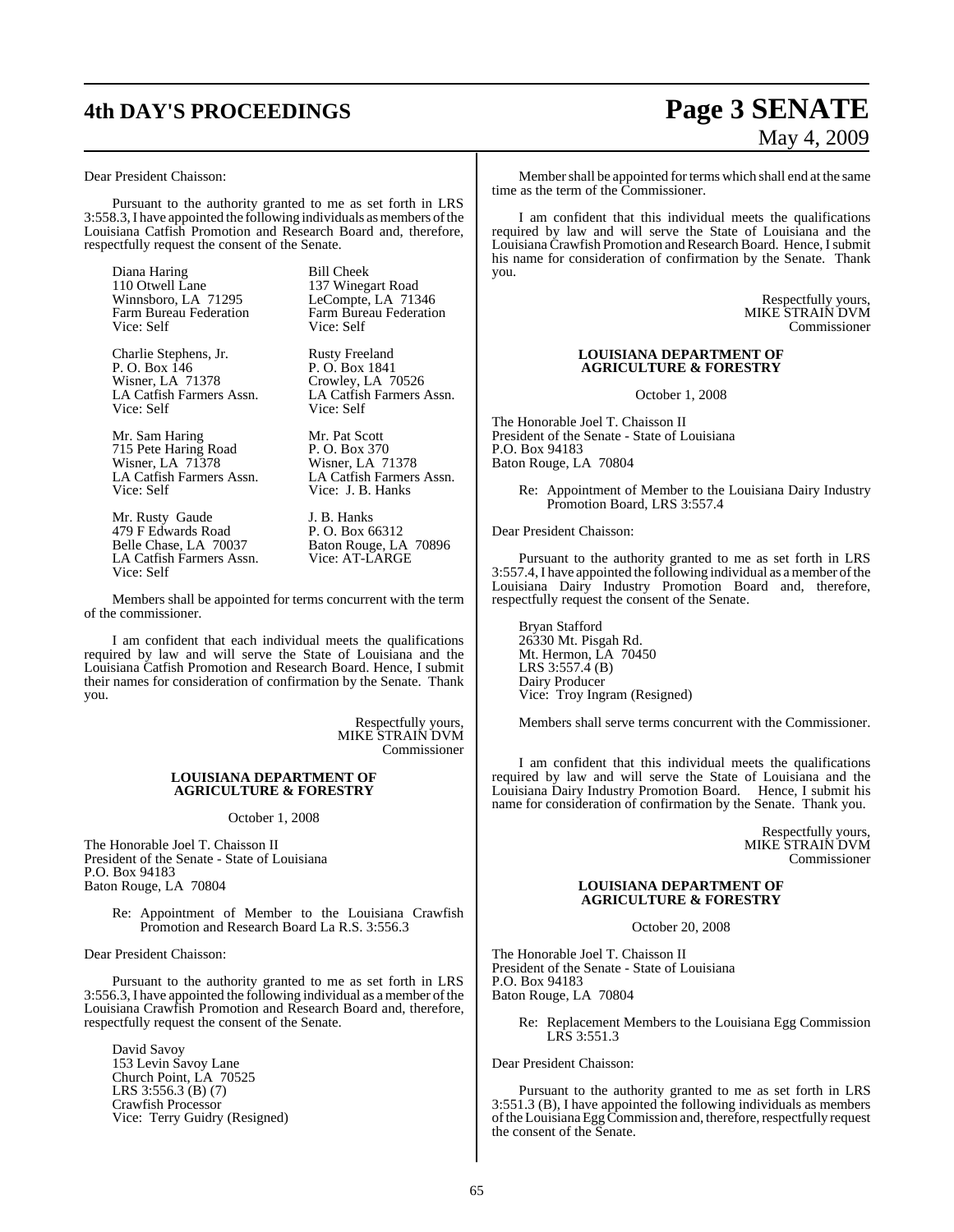Dear President Chaisson:

Pursuant to the authority granted to me as set forth in LRS 3:558.3, I have appointed the following individuals as members of the Louisiana Catfish Promotion and Research Board and, therefore, respectfully request the consent of the Senate.

Diana Haring
110 Otwell Lane
Winnsboro, LA 71295
Farm Bureau Federation
Vice: Self

Bill Cheek
137 Winegart Road
LeCompte, LA 71346
Farm Bureau Federation
Vice: Self

Charlie Stephens, Jr.
P. O. Box 146
Wisner, LA 71378
LA Catfish Farmers Assn.
Vice: Self

Rusty Freeland
P. O. Box 1841
Crowley, LA 70526
LA Catfish Farmers Assn.
Vice: Self

Mr. Sam Haring
715 Pete Haring Road
Wisner, LA 71378
LA Catfish Farmers Assn.
Vice: Self

Mr. Pat Scott
P. O. Box 370
Wisner, LA 71378
LA Catfish Farmers Assn.
Vice: J. B. Hanks

Mr. Rusty Gaude
479 F Edwards Road
Belle Chase, LA 70037
LA Catfish Farmers Assn.
Vice: Self

J. B. Hanks
P. O. Box 66312
Baton Rouge, LA 70896
Vice: AT-LARGE

Members shall be appointed for terms concurrent with the term of the commissioner.

I am confident that each individual meets the qualifications required by law and will serve the State of Louisiana and the Louisiana Catfish Promotion and Research Board. Hence, I submit their names for consideration of confirmation by the Senate. Thank you.

Respectfully yours,
MIKE STRAIN DVM
Commissioner

**LOUISIANA DEPARTMENT OF AGRICULTURE & FORESTRY**

October 1, 2008

The Honorable Joel T. Chaisson II
President of the Senate - State of Louisiana
P.O. Box 94183
Baton Rouge, LA 70804

Re: Appointment of Member to the Louisiana Crawfish Promotion and Research Board La R.S. 3:556.3

Dear President Chaisson:

Pursuant to the authority granted to me as set forth in LRS 3:556.3, I have appointed the following individual as a member of the Louisiana Crawfish Promotion and Research Board and, therefore, respectfully request the consent of the Senate.

David Savoy
153 Levin Savoy Lane
Church Point, LA 70525
LRS 3:556.3 (B) (7)
Crawfish Processor
Vice: Terry Guidry (Resigned)

Member shall be appointed for terms which shall end at the same time as the term of the Commissioner.

I am confident that this individual meets the qualifications required by law and will serve the State of Louisiana and the Louisiana Crawfish Promotion and Research Board. Hence, I submit his name for consideration of confirmation by the Senate. Thank you.

Respectfully yours,
MIKE STRAIN DVM
Commissioner

**LOUISIANA DEPARTMENT OF AGRICULTURE & FORESTRY**

October 1, 2008

The Honorable Joel T. Chaisson II
President of the Senate - State of Louisiana
P.O. Box 94183
Baton Rouge, LA 70804

Re: Appointment of Member to the Louisiana Dairy Industry Promotion Board, LRS 3:557.4

Dear President Chaisson:

Pursuant to the authority granted to me as set forth in LRS 3:557.4, I have appointed the following individual as a member of the Louisiana Dairy Industry Promotion Board and, therefore, respectfully request the consent of the Senate.

Bryan Stafford
26330 Mt. Pisgah Rd.
Mt. Hermon, LA 70450
LRS 3:557.4 (B)
Dairy Producer
Vice: Troy Ingram (Resigned)

Members shall serve terms concurrent with the Commissioner.

I am confident that this individual meets the qualifications required by law and will serve the State of Louisiana and the Louisiana Dairy Industry Promotion Board. Hence, I submit his name for consideration of confirmation by the Senate. Thank you.

Respectfully yours,
MIKE STRAIN DVM
Commissioner

**LOUISIANA DEPARTMENT OF AGRICULTURE & FORESTRY**

October 20, 2008

The Honorable Joel T. Chaisson II
President of the Senate - State of Louisiana
P.O. Box 94183
Baton Rouge, LA 70804

Re: Replacement Members to the Louisiana Egg Commission LRS 3:551.3

Dear President Chaisson:

Pursuant to the authority granted to me as set forth in LRS 3:551.3 (B), I have appointed the following individuals as members of the Louisiana Egg Commission and, therefore, respectfully request the consent of the Senate.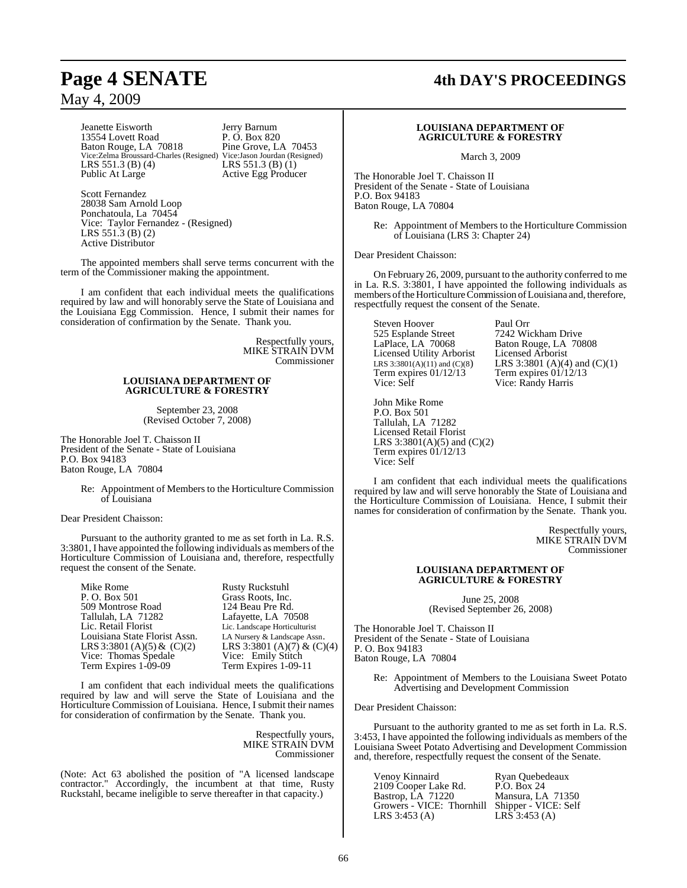| | |
|---|---|
| Jeanette Eisworth | Jerry Barnum |
| 13554 Lovett Road | P. O. Box 820 |
| Baton Rouge, LA 70818 | Pine Grove, LA 70453 |
| Vice:Zelma Broussard-Charles (Resigned) | Vice:Jason Jourdan (Resigned) |
| LRS 551.3 (B) (4) | LRS 551.3 (B) (1) |
| Public At Large | Active Egg Producer |

Scott Fernandez
28038 Sam Arnold Loop
Ponchatoula, La 70454
Vice: Taylor Fernandez - (Resigned)
LRS 551.3 (B) (2)
Active Distributor

The appointed members shall serve terms concurrent with the term of the Commissioner making the appointment.

I am confident that each individual meets the qualifications required by law and will honorably serve the State of Louisiana and the Louisiana Egg Commission. Hence, I submit their names for consideration of confirmation by the Senate. Thank you.

Respectfully yours,
MIKE STRAIN DVM
Commissioner

## LOUISIANA DEPARTMENT OF AGRICULTURE & FORESTRY

September 23, 2008
(Revised October 7, 2008)

The Honorable Joel T. Chaisson II
President of the Senate - State of Louisiana
P.O. Box 94183
Baton Rouge, LA 70804

Re: Appointment of Members to the Horticulture Commission of Louisiana

Dear President Chaisson:

Pursuant to the authority granted to me as set forth in La. R.S. 3:3801, I have appointed the following individuals as members of the Horticulture Commission of Louisiana and, therefore, respectfully request the consent of the Senate.

| | |
|---|---|
| Mike Rome | Rusty Ruckstuhl |
| P. O. Box 501 | Grass Roots, Inc. |
| 509 Montrose Road | 124 Beau Pre Rd. |
| Tallulah, LA 71282 | Lafayette, LA 70508 |
| Lic. Retail Florist | Lic. Landscape Horticulturist |
| Louisiana State Florist Assn. | LA Nursery & Landscape Assn. |
| LRS 3:3801 (A)(5) & (C)(2) | LRS 3:3801 (A)(7) & (C)(4) |
| Vice: Thomas Spedale | Vice: Emily Stitch |
| Term Expires 1-09-09 | Term Expires 1-09-11 |

I am confident that each individual meets the qualifications required by law and will serve the State of Louisiana and the Horticulture Commission of Louisiana. Hence, I submit their names for consideration of confirmation by the Senate. Thank you.

Respectfully yours,
MIKE STRAIN DVM
Commissioner

(Note: Act 63 abolished the position of "A licensed landscape contractor." Accordingly, the incumbent at that time, Rusty Ruckstahl, became ineligible to serve thereafter in that capacity.)

## LOUISIANA DEPARTMENT OF AGRICULTURE & FORESTRY

March 3, 2009

The Honorable Joel T. Chaisson II
President of the Senate - State of Louisiana
P.O. Box 94183
Baton Rouge, LA 70804

Re: Appointment of Members to the Horticulture Commission of Louisiana (LRS 3: Chapter 24)

Dear President Chaisson:

On February 26, 2009, pursuant to the authority conferred to me in La. R.S. 3:3801, I have appointed the following individuals as members of the Horticulture Commission of Louisiana and, therefore, respectfully request the consent of the Senate.

| | |
|---|---|
| Steven Hoover | Paul Orr |
| 525 Esplande Street | 7242 Wickham Drive |
| LaPlace, LA 70068 | Baton Rouge, LA 70808 |
| Licensed Utility Arborist | Licensed Arborist |
| LRS 3:3801(A)(11) and (C)(8) | LRS 3:3801 (A)(4) and (C)(1) |
| Term expires 01/12/13 | Term expires 01/12/13 |
| Vice: Self | Vice: Randy Harris |

John Mike Rome
P.O. Box 501
Tallulah, LA 71282
Licensed Retail Florist
LRS 3:3801(A)(5) and (C)(2)
Term expires 01/12/13
Vice: Self

I am confident that each individual meets the qualifications required by law and will serve honorably the State of Louisiana and the Horticulture Commission of Louisiana. Hence, I submit their names for consideration of confirmation by the Senate. Thank you.

Respectfully yours,
MIKE STRAIN DVM
Commissioner

## LOUISIANA DEPARTMENT OF AGRICULTURE & FORESTRY

June 25, 2008
(Revised September 26, 2008)

The Honorable Joel T. Chaisson II
President of the Senate - State of Louisiana
P. O. Box 94183
Baton Rouge, LA 70804

Re: Appointment of Members to the Louisiana Sweet Potato Advertising and Development Commission

Dear President Chaisson:

Pursuant to the authority granted to me as set forth in La. R.S. 3:453, I have appointed the following individuals as members of the Louisiana Sweet Potato Advertising and Development Commission and, therefore, respectfully request the consent of the Senate.

| | |
|---|---|
| Venoy Kinnaird | Ryan Quebedeaux |
| 2109 Cooper Lake Rd. | P.O. Box 24 |
| Bastrop, LA 71220 | Mansura, LA 71350 |
| Growers - VICE: Thornhill | Shipper - VICE: Self |
| LRS 3:453 (A) | LRS 3:453 (A) |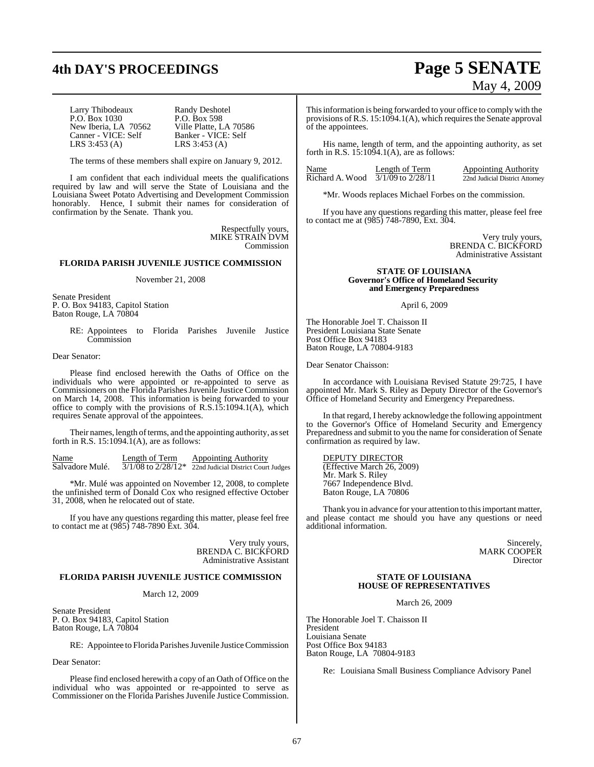| | |
|---|---|
| Larry Thibodeaux | Randy Deshotel |
| P.O. Box 1030 | P.O. Box 598 |
| New Iberia, LA 70562 | Ville Platte, LA 70586 |
| Canner - VICE: Self | Banker - VICE: Self |
| LRS 3:453 (A) | LRS 3:453 (A) |

The terms of these members shall expire on January 9, 2012.

I am confident that each individual meets the qualifications required by law and will serve the State of Louisiana and the Louisiana Sweet Potato Advertising and Development Commission honorably. Hence, I submit their names for consideration of confirmation by the Senate. Thank you.

Respectfully yours,
MIKE STRAIN DVM
Commission

## FLORIDA PARISH JUVENILE JUSTICE COMMISSION

November 21, 2008

Senate President
P. O. Box 94183, Capitol Station
Baton Rouge, LA 70804

RE: Appointees to Florida Parishes Juvenile Justice Commission

Dear Senator:

Please find enclosed herewith the Oaths of Office on the individuals who were appointed or re-appointed to serve as Commissioners on the Florida Parishes Juvenile Justice Commission on March 14, 2008. This information is being forwarded to your office to comply with the provisions of R.S.15:1094.1(A), which requires Senate approval of the appointees.

Their names, length of terms, and the appointing authority, as set forth in R.S. 15:1094.1(A), are as follows:

| Name | Length of Term | Appointing Authority |
|---|---|---|
| Salvadore Mulé. | 3/1/08 to 2/28/12* | 22nd Judicial District Court Judges |

*Mr. Mulé was appointed on November 12, 2008, to complete the unfinished term of Donald Cox who resigned effective October 31, 2008, when he relocated out of state.

If you have any questions regarding this matter, please feel free to contact me at (985) 748-7890 Ext. 304.

Very truly yours,
BRENDA C. BICKFORD
Administrative Assistant

## FLORIDA PARISH JUVENILE JUSTICE COMMISSION

March 12, 2009

Senate President
P. O. Box 94183, Capitol Station
Baton Rouge, LA 70804

RE: Appointee to Florida Parishes Juvenile Justice Commission

Dear Senator:

Please find enclosed herewith a copy of an Oath of Office on the individual who was appointed or re-appointed to serve as Commissioner on the Florida Parishes Juvenile Justice Commission. This information is being forwarded to your office to comply with the provisions of R.S. 15:1094.1(A), which requires the Senate approval of the appointees.

His name, length of term, and the appointing authority, as set forth in R.S. 15:1094.1(A), are as follows:

| Name | Length of Term | Appointing Authority |
|---|---|---|
| Richard A. Wood | 3/1/09 to 2/28/11 | 22nd Judicial District Attorney |

*Mr. Woods replaces Michael Forbes on the commission.

If you have any questions regarding this matter, please feel free to contact me at (985) 748-7890, Ext. 304.

Very truly yours,
BRENDA C. BICKFORD
Administrative Assistant

## STATE OF LOUISIANA
## Governor's Office of Homeland Security and Emergency Preparedness

April 6, 2009

The Honorable Joel T. Chaisson II
President Louisiana State Senate
Post Office Box 94183
Baton Rouge, LA 70804-9183

Dear Senator Chaisson:

In accordance with Louisiana Revised Statute 29:725, I have appointed Mr. Mark S. Riley as Deputy Director of the Governor's Office of Homeland Security and Emergency Preparedness.

In that regard, I hereby acknowledge the following appointment to the Governor's Office of Homeland Security and Emergency Preparedness and submit to you the name for consideration of Senate confirmation as required by law.

DEPUTY DIRECTOR
(Effective March 26, 2009)
Mr. Mark S. Riley
7667 Independence Blvd.
Baton Rouge, LA 70806

Thank you in advance for your attention to this important matter, and please contact me should you have any questions or need additional information.

Sincerely,
MARK COOPER
Director

## STATE OF LOUISIANA
## HOUSE OF REPRESENTATIVES

March 26, 2009

The Honorable Joel T. Chaisson II
President
Louisiana Senate
Post Office Box 94183
Baton Rouge, LA 70804-9183

Re: Louisiana Small Business Compliance Advisory Panel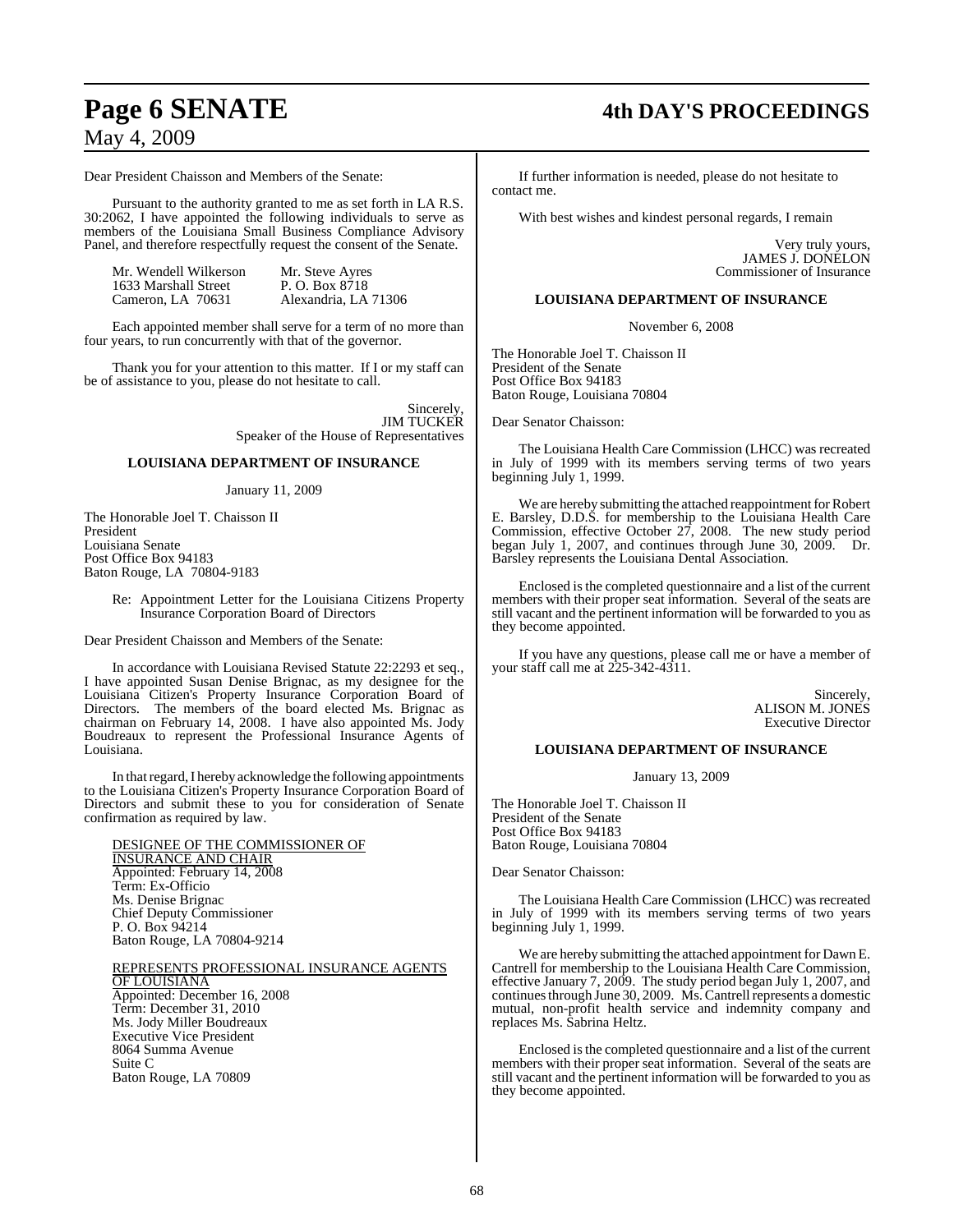Dear President Chaisson and Members of the Senate:

Pursuant to the authority granted to me as set forth in LA R.S. 30:2062, I have appointed the following individuals to serve as members of the Louisiana Small Business Compliance Advisory Panel, and therefore respectfully request the consent of the Senate.

| | |
|---|---|
| Mr. Wendell Wilkerson | Mr. Steve Ayres |
| 1633 Marshall Street | P. O. Box 8718 |
| Cameron, LA 70631 | Alexandria, LA 71306 |

Each appointed member shall serve for a term of no more than four years, to run concurrently with that of the governor.

Thank you for your attention to this matter. If I or my staff can be of assistance to you, please do not hesitate to call.

Sincerely,
JIM TUCKER
Speaker of the House of Representatives

## LOUISIANA DEPARTMENT OF INSURANCE

January 11, 2009

The Honorable Joel T. Chaisson II
President
Louisiana Senate
Post Office Box 94183
Baton Rouge, LA 70804-9183

Re: Appointment Letter for the Louisiana Citizens Property Insurance Corporation Board of Directors

Dear President Chaisson and Members of the Senate:

In accordance with Louisiana Revised Statute 22:2293 et seq., I have appointed Susan Denise Brignac, as my designee for the Louisiana Citizen's Property Insurance Corporation Board of Directors. The members of the board elected Ms. Brignac as chairman on February 14, 2008. I have also appointed Ms. Jody Boudreaux to represent the Professional Insurance Agents of Louisiana.

In that regard, I hereby acknowledge the following appointments to the Louisiana Citizen's Property Insurance Corporation Board of Directors and submit these to you for consideration of Senate confirmation as required by law.

DESIGNEE OF THE COMMISSIONER OF INSURANCE AND CHAIR
Appointed: February 14, 2008
Term: Ex-Officio
Ms. Denise Brignac
Chief Deputy Commissioner
P. O. Box 94214
Baton Rouge, LA 70804-9214

REPRESENTS PROFESSIONAL INSURANCE AGENTS OF LOUISIANA
Appointed: December 16, 2008
Term: December 31, 2010
Ms. Jody Miller Boudreaux
Executive Vice President
8064 Summa Avenue
Suite C
Baton Rouge, LA 70809

If further information is needed, please do not hesitate to contact me.

With best wishes and kindest personal regards, I remain

Very truly yours,
JAMES J. DONELON
Commissioner of Insurance

## LOUISIANA DEPARTMENT OF INSURANCE

November 6, 2008

The Honorable Joel T. Chaisson II
President of the Senate
Post Office Box 94183
Baton Rouge, Louisiana 70804

Dear Senator Chaisson:

The Louisiana Health Care Commission (LHCC) was recreated in July of 1999 with its members serving terms of two years beginning July 1, 1999.

We are hereby submitting the attached reappointment for Robert E. Barsley, D.D.S. for membership to the Louisiana Health Care Commission, effective October 27, 2008. The new study period began July 1, 2007, and continues through June 30, 2009. Dr. Barsley represents the Louisiana Dental Association.

Enclosed is the completed questionnaire and a list of the current members with their proper seat information. Several of the seats are still vacant and the pertinent information will be forwarded to you as they become appointed.

If you have any questions, please call me or have a member of your staff call me at 225-342-4311.

Sincerely,
ALISON M. JONES
Executive Director

## LOUISIANA DEPARTMENT OF INSURANCE

January 13, 2009

The Honorable Joel T. Chaisson II
President of the Senate
Post Office Box 94183
Baton Rouge, Louisiana 70804

Dear Senator Chaisson:

The Louisiana Health Care Commission (LHCC) was recreated in July of 1999 with its members serving terms of two years beginning July 1, 1999.

We are hereby submitting the attached appointment for Dawn E. Cantrell for membership to the Louisiana Health Care Commission, effective January 7, 2009. The study period began July 1, 2007, and continues through June 30, 2009. Ms. Cantrell represents a domestic mutual, non-profit health service and indemnity company and replaces Ms. Sabrina Heltz.

Enclosed is the completed questionnaire and a list of the current members with their proper seat information. Several of the seats are still vacant and the pertinent information will be forwarded to you as they become appointed.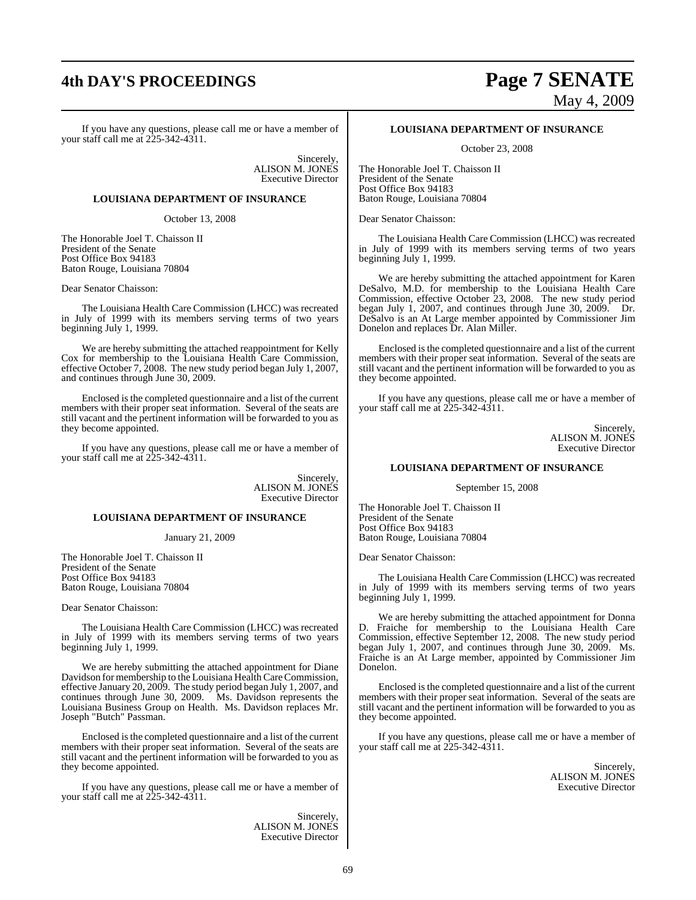If you have any questions, please call me or have a member of your staff call me at 225-342-4311.

Sincerely,
ALISON M. JONES
Executive Director

**LOUISIANA DEPARTMENT OF INSURANCE**

October 13, 2008

The Honorable Joel T. Chaisson II
President of the Senate
Post Office Box 94183
Baton Rouge, Louisiana 70804

Dear Senator Chaisson:

The Louisiana Health Care Commission (LHCC) was recreated in July of 1999 with its members serving terms of two years beginning July 1, 1999.

We are hereby submitting the attached reappointment for Kelly Cox for membership to the Louisiana Health Care Commission, effective October 7, 2008. The new study period began July 1, 2007, and continues through June 30, 2009.

Enclosed is the completed questionnaire and a list of the current members with their proper seat information. Several of the seats are still vacant and the pertinent information will be forwarded to you as they become appointed.

If you have any questions, please call me or have a member of your staff call me at 225-342-4311.

Sincerely,
ALISON M. JONES
Executive Director

**LOUISIANA DEPARTMENT OF INSURANCE**

January 21, 2009

The Honorable Joel T. Chaisson II
President of the Senate
Post Office Box 94183
Baton Rouge, Louisiana 70804

Dear Senator Chaisson:

The Louisiana Health Care Commission (LHCC) was recreated in July of 1999 with its members serving terms of two years beginning July 1, 1999.

We are hereby submitting the attached appointment for Diane Davidson for membership to the Louisiana Health Care Commission, effective January 20, 2009. The study period began July 1, 2007, and continues through June 30, 2009. Ms. Davidson represents the Louisiana Business Group on Health. Ms. Davidson replaces Mr. Joseph "Butch" Passman.

Enclosed is the completed questionnaire and a list of the current members with their proper seat information. Several of the seats are still vacant and the pertinent information will be forwarded to you as they become appointed.

If you have any questions, please call me or have a member of your staff call me at 225-342-4311.

Sincerely,
ALISON M. JONES
Executive Director

**LOUISIANA DEPARTMENT OF INSURANCE**

October 23, 2008

The Honorable Joel T. Chaisson II
President of the Senate
Post Office Box 94183
Baton Rouge, Louisiana 70804

Dear Senator Chaisson:

The Louisiana Health Care Commission (LHCC) was recreated in July of 1999 with its members serving terms of two years beginning July 1, 1999.

We are hereby submitting the attached appointment for Karen DeSalvo, M.D. for membership to the Louisiana Health Care Commission, effective October 23, 2008. The new study period began July 1, 2007, and continues through June 30, 2009. Dr. DeSalvo is an At Large member appointed by Commissioner Jim Donelon and replaces Dr. Alan Miller.

Enclosed is the completed questionnaire and a list of the current members with their proper seat information. Several of the seats are still vacant and the pertinent information will be forwarded to you as they become appointed.

If you have any questions, please call me or have a member of your staff call me at 225-342-4311.

Sincerely,
ALISON M. JONES
Executive Director

**LOUISIANA DEPARTMENT OF INSURANCE**

September 15, 2008

The Honorable Joel T. Chaisson II
President of the Senate
Post Office Box 94183
Baton Rouge, Louisiana 70804

Dear Senator Chaisson:

The Louisiana Health Care Commission (LHCC) was recreated in July of 1999 with its members serving terms of two years beginning July 1, 1999.

We are hereby submitting the attached appointment for Donna D. Fraiche for membership to the Louisiana Health Care Commission, effective September 12, 2008. The new study period began July 1, 2007, and continues through June 30, 2009. Ms. Fraiche is an At Large member, appointed by Commissioner Jim Donelon.

Enclosed is the completed questionnaire and a list of the current members with their proper seat information. Several of the seats are still vacant and the pertinent information will be forwarded to you as they become appointed.

If you have any questions, please call me or have a member of your staff call me at 225-342-4311.

Sincerely,
ALISON M. JONES
Executive Director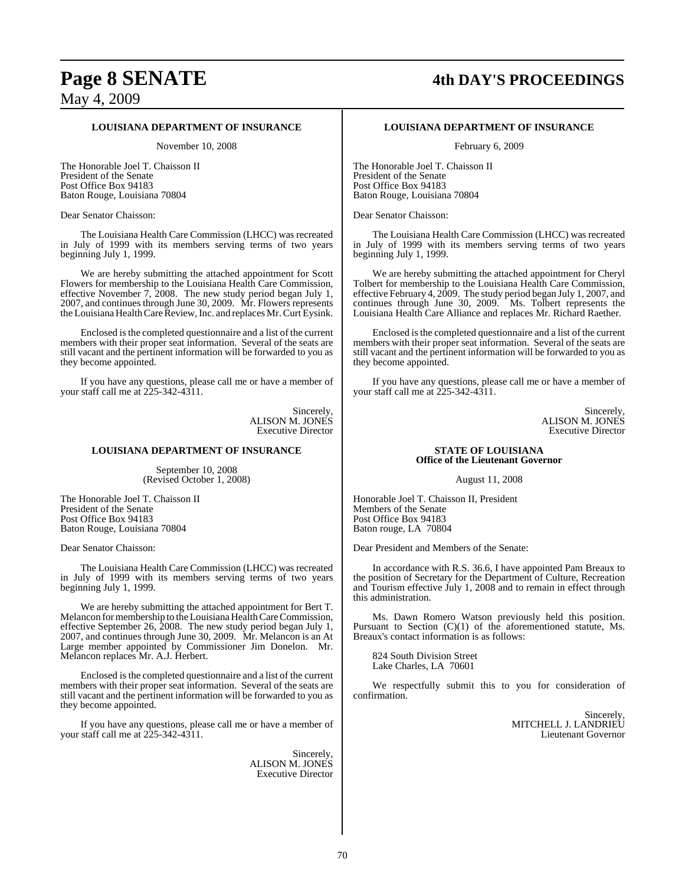### LOUISIANA DEPARTMENT OF INSURANCE

November 10, 2008

The Honorable Joel T. Chaisson II
President of the Senate
Post Office Box 94183
Baton Rouge, Louisiana 70804

Dear Senator Chaisson:

The Louisiana Health Care Commission (LHCC) was recreated in July of 1999 with its members serving terms of two years beginning July 1, 1999.

We are hereby submitting the attached appointment for Scott Flowers for membership to the Louisiana Health Care Commission, effective November 7, 2008. The new study period began July 1, 2007, and continues through June 30, 2009. Mr. Flowers represents the Louisiana Health Care Review, Inc. and replaces Mr. Curt Eysink.

Enclosed is the completed questionnaire and a list of the current members with their proper seat information. Several of the seats are still vacant and the pertinent information will be forwarded to you as they become appointed.

If you have any questions, please call me or have a member of your staff call me at 225-342-4311.

Sincerely,
ALISON M. JONES
Executive Director

### LOUISIANA DEPARTMENT OF INSURANCE

September 10, 2008
(Revised October 1, 2008)

The Honorable Joel T. Chaisson II
President of the Senate
Post Office Box 94183
Baton Rouge, Louisiana 70804

Dear Senator Chaisson:

The Louisiana Health Care Commission (LHCC) was recreated in July of 1999 with its members serving terms of two years beginning July 1, 1999.

We are hereby submitting the attached appointment for Bert T. Melancon for membership to the Louisiana Health Care Commission, effective September 26, 2008. The new study period began July 1, 2007, and continues through June 30, 2009. Mr. Melancon is an At Large member appointed by Commissioner Jim Donelon. Mr. Melancon replaces Mr. A.J. Herbert.

Enclosed is the completed questionnaire and a list of the current members with their proper seat information. Several of the seats are still vacant and the pertinent information will be forwarded to you as they become appointed.

If you have any questions, please call me or have a member of your staff call me at 225-342-4311.

Sincerely,
ALISON M. JONES
Executive Director

### LOUISIANA DEPARTMENT OF INSURANCE

February 6, 2009

The Honorable Joel T. Chaisson II
President of the Senate
Post Office Box 94183
Baton Rouge, Louisiana 70804

Dear Senator Chaisson:

The Louisiana Health Care Commission (LHCC) was recreated in July of 1999 with its members serving terms of two years beginning July 1, 1999.

We are hereby submitting the attached appointment for Cheryl Tolbert for membership to the Louisiana Health Care Commission, effective February 4, 2009. The study period began July 1, 2007, and continues through June 30, 2009. Ms. Tolbert represents the Louisiana Health Care Alliance and replaces Mr. Richard Raether.

Enclosed is the completed questionnaire and a list of the current members with their proper seat information. Several of the seats are still vacant and the pertinent information will be forwarded to you as they become appointed.

If you have any questions, please call me or have a member of your staff call me at 225-342-4311.

Sincerely,
ALISON M. JONES
Executive Director

### STATE OF LOUISIANA
### Office of the Lieutenant Governor

August 11, 2008

Honorable Joel T. Chaisson II, President
Members of the Senate
Post Office Box 94183
Baton rouge, LA 70804

Dear President and Members of the Senate:

In accordance with R.S. 36.6, I have appointed Pam Breaux to the position of Secretary for the Department of Culture, Recreation and Tourism effective July 1, 2008 and to remain in effect through this administration.

Ms. Dawn Romero Watson previously held this position. Pursuant to Section (C)(1) of the aforementioned statute, Ms. Breaux's contact information is as follows:

824 South Division Street
Lake Charles, LA 70601

We respectfully submit this to you for consideration of confirmation.

Sincerely,
MITCHELL J. LANDRIEU
Lieutenant Governor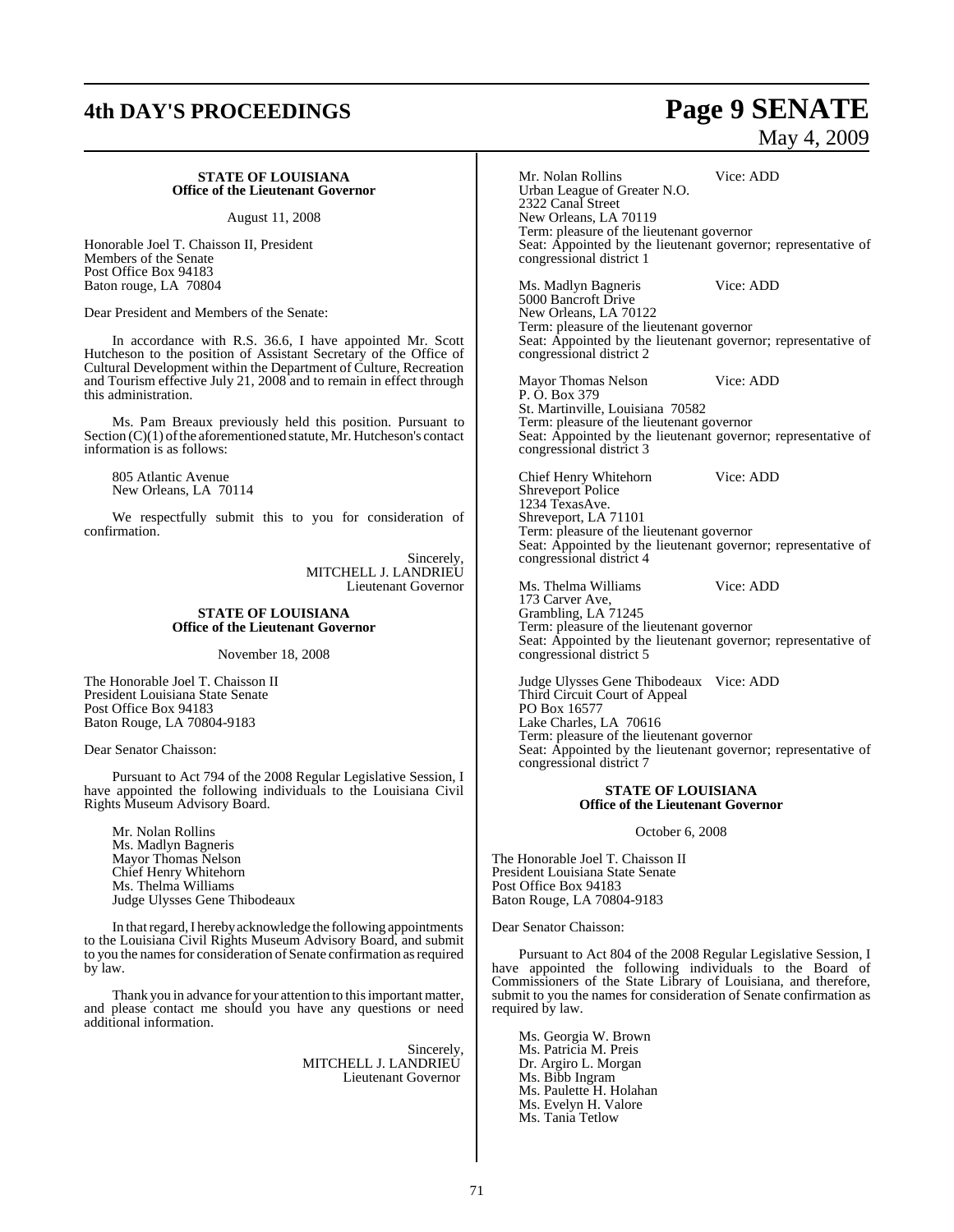**STATE OF LOUISIANA**
**Office of the Lieutenant Governor**

August 11, 2008

Honorable Joel T. Chaisson II, President
Members of the Senate
Post Office Box 94183
Baton rouge, LA 70804

Dear President and Members of the Senate:

In accordance with R.S. 36.6, I have appointed Mr. Scott Hutcheson to the position of Assistant Secretary of the Office of Cultural Development within the Department of Culture, Recreation and Tourism effective July 21, 2008 and to remain in effect through this administration.

Ms. Pam Breaux previously held this position. Pursuant to Section (C)(1) of the aforementioned statute, Mr. Hutcheson's contact information is as follows:

805 Atlantic Avenue
New Orleans, LA 70114

We respectfully submit this to you for consideration of confirmation.

Sincerely,
MITCHELL J. LANDRIEU
Lieutenant Governor

**STATE OF LOUISIANA**
**Office of the Lieutenant Governor**

November 18, 2008

The Honorable Joel T. Chaisson II
President Louisiana State Senate
Post Office Box 94183
Baton Rouge, LA 70804-9183

Dear Senator Chaisson:

Pursuant to Act 794 of the 2008 Regular Legislative Session, I have appointed the following individuals to the Louisiana Civil Rights Museum Advisory Board.

Mr. Nolan Rollins
Ms. Madlyn Bagneris
Mayor Thomas Nelson
Chief Henry Whitehorn
Ms. Thelma Williams
Judge Ulysses Gene Thibodeaux

In that regard, I hereby acknowledge the following appointments to the Louisiana Civil Rights Museum Advisory Board, and submit to you the names for consideration of Senate confirmation as required by law.

Thank you in advance for your attention to this important matter, and please contact me should you have any questions or need additional information.

Sincerely,
MITCHELL J. LANDRIEU
Lieutenant Governor

Mr. Nolan Rollins Vice: ADD
Urban League of Greater N.O.
2322 Canal Street
New Orleans, LA 70119
Term: pleasure of the lieutenant governor
Seat: Appointed by the lieutenant governor; representative of congressional district 1

Ms. Madlyn Bagneris Vice: ADD
5000 Bancroft Drive
New Orleans, LA 70122
Term: pleasure of the lieutenant governor
Seat: Appointed by the lieutenant governor; representative of congressional district 2

Mayor Thomas Nelson Vice: ADD
P. O. Box 379
St. Martinville, Louisiana 70582
Term: pleasure of the lieutenant governor
Seat: Appointed by the lieutenant governor; representative of congressional district 3

Chief Henry Whitehorn Vice: ADD
Shreveport Police
1234 TexasAve.
Shreveport, LA 71101
Term: pleasure of the lieutenant governor
Seat: Appointed by the lieutenant governor; representative of congressional district 4

Ms. Thelma Williams Vice: ADD
173 Carver Ave,
Grambling, LA 71245
Term: pleasure of the lieutenant governor
Seat: Appointed by the lieutenant governor; representative of congressional district 5

Judge Ulysses Gene Thibodeaux Vice: ADD
Third Circuit Court of Appeal
PO Box 16577
Lake Charles, LA 70616
Term: pleasure of the lieutenant governor
Seat: Appointed by the lieutenant governor; representative of congressional district 7

**STATE OF LOUISIANA**
**Office of the Lieutenant Governor**

October 6, 2008

The Honorable Joel T. Chaisson II
President Louisiana State Senate
Post Office Box 94183
Baton Rouge, LA 70804-9183

Dear Senator Chaisson:

Pursuant to Act 804 of the 2008 Regular Legislative Session, I have appointed the following individuals to the Board of Commissioners of the State Library of Louisiana, and therefore, submit to you the names for consideration of Senate confirmation as required by law.

Ms. Georgia W. Brown
Ms. Patricia M. Preis
Dr. Argiro L. Morgan
Ms. Bibb Ingram
Ms. Paulette H. Holahan
Ms. Evelyn H. Valore
Ms. Tania Tetlow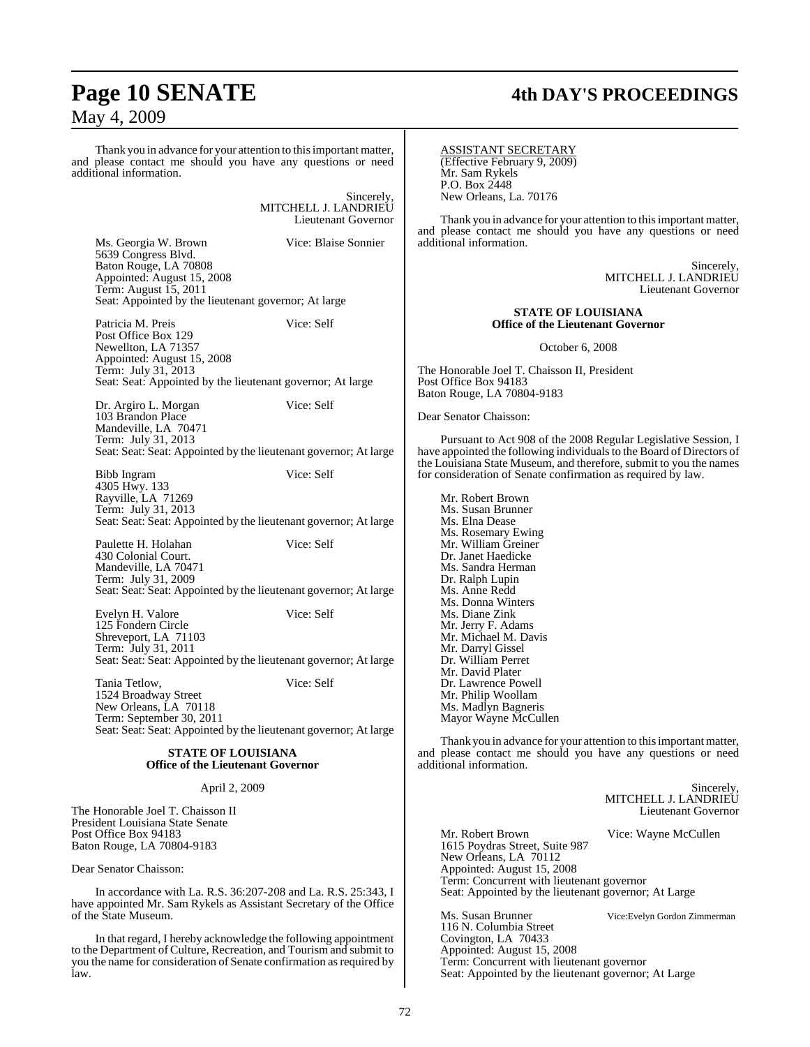Thank you in advance for your attention to this important matter, and please contact me should you have any questions or need additional information.

Sincerely,
MITCHELL J. LANDRIEU
Lieutenant Governor

Ms. Georgia W. Brown Vice: Blaise Sonnier
5639 Congress Blvd.
Baton Rouge, LA 70808
Appointed: August 15, 2008
Term: August 15, 2011
Seat: Appointed by the lieutenant governor; At large

Patricia M. Preis Vice: Self
Post Office Box 129
Newellton, LA 71357
Appointed: August 15, 2008
Term: July 31, 2013
Seat: Seat: Appointed by the lieutenant governor; At large

Dr. Argiro L. Morgan Vice: Self
103 Brandon Place
Mandeville, LA 70471
Term: July 31, 2013
Seat: Seat: Seat: Appointed by the lieutenant governor; At large

Bibb Ingram Vice: Self
4305 Hwy. 133
Rayville, LA 71269
Term: July 31, 2013
Seat: Seat: Seat: Appointed by the lieutenant governor; At large

Paulette H. Holahan Vice: Self
430 Colonial Court.
Mandeville, LA 70471
Term: July 31, 2009
Seat: Seat: Seat: Appointed by the lieutenant governor; At large

Evelyn H. Valore Vice: Self
125 Fondern Circle
Shreveport, LA 71103
Term: July 31, 2011
Seat: Seat: Seat: Appointed by the lieutenant governor; At large

Tania Tetlow, Vice: Self
1524 Broadway Street
New Orleans, LA 70118
Term: September 30, 2011
Seat: Seat: Seat: Appointed by the lieutenant governor; At large

**STATE OF LOUISIANA**
**Office of the Lieutenant Governor**

April 2, 2009

The Honorable Joel T. Chaisson II
President Louisiana State Senate
Post Office Box 94183
Baton Rouge, LA 70804-9183

Dear Senator Chaisson:

In accordance with La. R.S. 36:207-208 and La. R.S. 25:343, I have appointed Mr. Sam Rykels as Assistant Secretary of the Office of the State Museum.

In that regard, I hereby acknowledge the following appointment to the Department of Culture, Recreation, and Tourism and submit to you the name for consideration of Senate confirmation as required by law.

ASSISTANT SECRETARY
(Effective February 9, 2009)
Mr. Sam Rykels
P.O. Box 2448
New Orleans, La. 70176

Thank you in advance for your attention to this important matter, and please contact me should you have any questions or need additional information.

Sincerely,
MITCHELL J. LANDRIEU
Lieutenant Governor

**STATE OF LOUISIANA**
**Office of the Lieutenant Governor**

October 6, 2008

The Honorable Joel T. Chaisson II, President
Post Office Box 94183
Baton Rouge, LA 70804-9183

Dear Senator Chaisson:

Pursuant to Act 908 of the 2008 Regular Legislative Session, I have appointed the following individuals to the Board of Directors of the Louisiana State Museum, and therefore, submit to you the names for consideration of Senate confirmation as required by law.

Mr. Robert Brown
Ms. Susan Brunner
Ms. Elna Dease
Ms. Rosemary Ewing
Mr. William Greiner
Dr. Janet Haedicke
Ms. Sandra Herman
Dr. Ralph Lupin
Ms. Anne Redd
Ms. Donna Winters
Ms. Diane Zink
Mr. Jerry F. Adams
Mr. Michael M. Davis
Mr. Darryl Gissel
Dr. William Perret
Mr. David Plater
Dr. Lawrence Powell
Mr. Philip Woollam
Ms. Madlyn Bagneris
Mayor Wayne McCullen

Thank you in advance for your attention to this important matter, and please contact me should you have any questions or need additional information.

Sincerely,
MITCHELL J. LANDRIEU
Lieutenant Governor

Mr. Robert Brown Vice: Wayne McCullen
1615 Poydras Street, Suite 987
New Orleans, LA 70112
Appointed: August 15, 2008
Term: Concurrent with lieutenant governor
Seat: Appointed by the lieutenant governor; At Large

Ms. Susan Brunner Vice:Evelyn Gordon Zimmerman
116 N. Columbia Street
Covington, LA 70433
Appointed: August 15, 2008
Term: Concurrent with lieutenant governor
Seat: Appointed by the lieutenant governor; At Large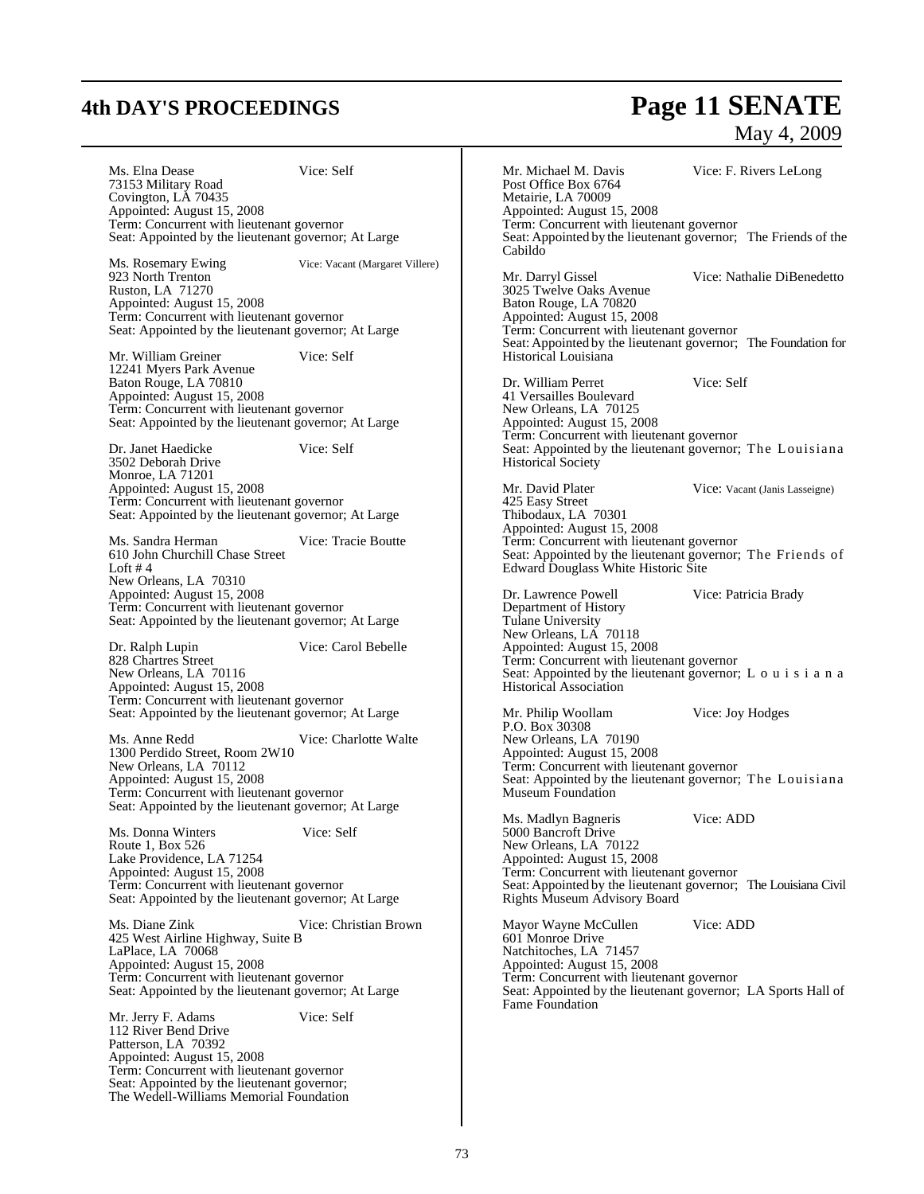Ms. Elna Dease Vice: Self
73153 Military Road
Covington, LA 70435
Appointed: August 15, 2008
Term: Concurrent with lieutenant governor
Seat: Appointed by the lieutenant governor; At Large

Ms. Rosemary Ewing Vice: Vacant (Margaret Villere)
923 North Trenton
Ruston, LA 71270
Appointed: August 15, 2008
Term: Concurrent with lieutenant governor
Seat: Appointed by the lieutenant governor; At Large

Mr. William Greiner Vice: Self
12241 Myers Park Avenue
Baton Rouge, LA 70810
Appointed: August 15, 2008
Term: Concurrent with lieutenant governor
Seat: Appointed by the lieutenant governor; At Large

Dr. Janet Haedicke Vice: Self
3502 Deborah Drive
Monroe, LA 71201
Appointed: August 15, 2008
Term: Concurrent with lieutenant governor
Seat: Appointed by the lieutenant governor; At Large

Ms. Sandra Herman Vice: Tracie Boutte
610 John Churchill Chase Street
Loft # 4
New Orleans, LA 70310
Appointed: August 15, 2008
Term: Concurrent with lieutenant governor
Seat: Appointed by the lieutenant governor; At Large

Dr. Ralph Lupin Vice: Carol Bebelle
828 Chartres Street
New Orleans, LA 70116
Appointed: August 15, 2008
Term: Concurrent with lieutenant governor
Seat: Appointed by the lieutenant governor; At Large

Ms. Anne Redd Vice: Charlotte Walte
1300 Perdido Street, Room 2W10
New Orleans, LA 70112
Appointed: August 15, 2008
Term: Concurrent with lieutenant governor
Seat: Appointed by the lieutenant governor; At Large

Ms. Donna Winters Vice: Self
Route 1, Box 526
Lake Providence, LA 71254
Appointed: August 15, 2008
Term: Concurrent with lieutenant governor
Seat: Appointed by the lieutenant governor; At Large

Ms. Diane Zink Vice: Christian Brown
425 West Airline Highway, Suite B
LaPlace, LA 70068
Appointed: August 15, 2008
Term: Concurrent with lieutenant governor
Seat: Appointed by the lieutenant governor; At Large

Mr. Jerry F. Adams Vice: Self
112 River Bend Drive
Patterson, LA 70392
Appointed: August 15, 2008
Term: Concurrent with lieutenant governor
Seat: Appointed by the lieutenant governor;
The Wedell-Williams Memorial Foundation

Mr. Michael M. Davis Vice: F. Rivers LeLong
Post Office Box 6764
Metairie, LA 70009
Appointed: August 15, 2008
Term: Concurrent with lieutenant governor
Seat: Appointed by the lieutenant governor; The Friends of the Cabildo

Mr. Darryl Gissel Vice: Nathalie DiBenedetto
3025 Twelve Oaks Avenue
Baton Rouge, LA 70820
Appointed: August 15, 2008
Term: Concurrent with lieutenant governor
Seat: Appointed by the lieutenant governor; The Foundation for Historical Louisiana

Dr. William Perret Vice: Self
41 Versailles Boulevard
New Orleans, LA 70125
Appointed: August 15, 2008
Term: Concurrent with lieutenant governor
Seat: Appointed by the lieutenant governor; The Louisiana Historical Society

Mr. David Plater Vice: Vacant (Janis Lasseigne)
425 Easy Street
Thibodaux, LA 70301
Appointed: August 15, 2008
Term: Concurrent with lieutenant governor
Seat: Appointed by the lieutenant governor; The Friends of Edward Douglass White Historic Site

Dr. Lawrence Powell Vice: Patricia Brady
Department of History
Tulane University
New Orleans, LA 70118
Appointed: August 15, 2008
Term: Concurrent with lieutenant governor
Seat: Appointed by the lieutenant governor; Louisiana Historical Association

Mr. Philip Woollam Vice: Joy Hodges
P.O. Box 30308
New Orleans, LA 70190
Appointed: August 15, 2008
Term: Concurrent with lieutenant governor
Seat: Appointed by the lieutenant governor; The Louisiana Museum Foundation

Ms. Madlyn Bagneris Vice: ADD
5000 Bancroft Drive
New Orleans, LA 70122
Appointed: August 15, 2008
Term: Concurrent with lieutenant governor
Seat: Appointed by the lieutenant governor; The Louisiana Civil Rights Museum Advisory Board

Mayor Wayne McCullen Vice: ADD
601 Monroe Drive
Natchitoches, LA 71457
Appointed: August 15, 2008
Term: Concurrent with lieutenant governor
Seat: Appointed by the lieutenant governor; LA Sports Hall of Fame Foundation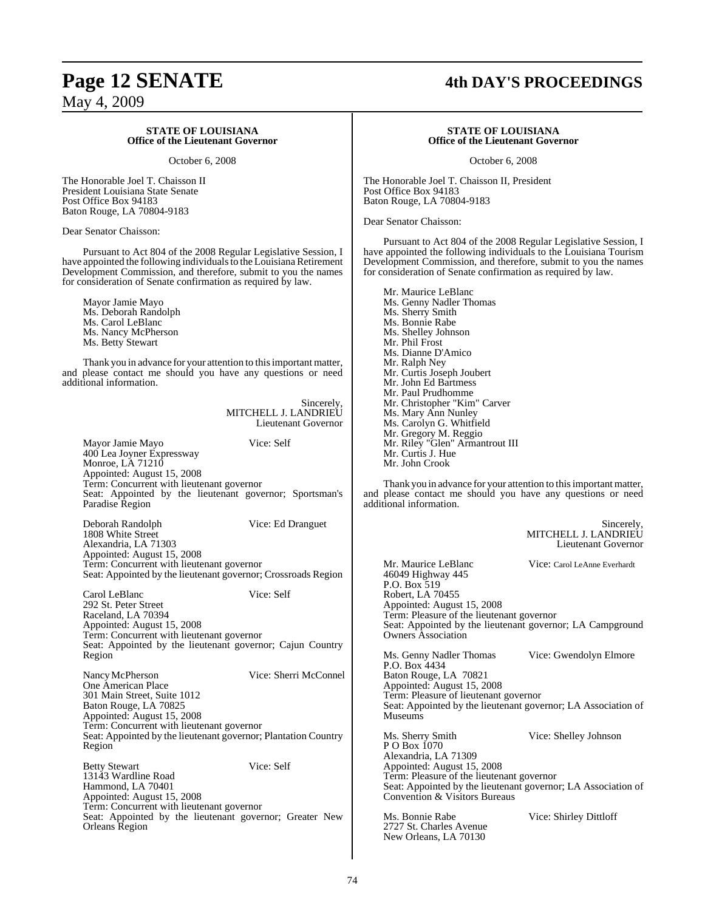**STATE OF LOUISIANA**
**Office of the Lieutenant Governor**

October 6, 2008

The Honorable Joel T. Chaisson II
President Louisiana State Senate
Post Office Box 94183
Baton Rouge, LA 70804-9183

Dear Senator Chaisson:

Pursuant to Act 804 of the 2008 Regular Legislative Session, I have appointed the following individuals to the Louisiana Retirement Development Commission, and therefore, submit to you the names for consideration of Senate confirmation as required by law.

Mayor Jamie Mayo
Ms. Deborah Randolph
Ms. Carol LeBlanc
Ms. Nancy McPherson
Ms. Betty Stewart

Thank you in advance for your attention to this important matter, and please contact me should you have any questions or need additional information.

Sincerely,
MITCHELL J. LANDRIEU
Lieutenant Governor

Mayor Jamie Mayo — Vice: Self
400 Lea Joyner Expressway
Monroe, LA 71210
Appointed: August 15, 2008
Term: Concurrent with lieutenant governor
Seat: Appointed by the lieutenant governor; Sportsman's Paradise Region

Deborah Randolph — Vice: Ed Dranguet
1808 White Street
Alexandria, LA 71303
Appointed: August 15, 2008
Term: Concurrent with lieutenant governor
Seat: Appointed by the lieutenant governor; Crossroads Region

Carol LeBlanc — Vice: Self
292 St. Peter Street
Raceland, LA 70394
Appointed: August 15, 2008
Term: Concurrent with lieutenant governor
Seat: Appointed by the lieutenant governor; Cajun Country Region

Nancy McPherson — Vice: Sherri McConnel
One American Place
301 Main Street, Suite 1012
Baton Rouge, LA 70825
Appointed: August 15, 2008
Term: Concurrent with lieutenant governor
Seat: Appointed by the lieutenant governor; Plantation Country Region

Betty Stewart — Vice: Self
13143 Wardline Road
Hammond, LA 70401
Appointed: August 15, 2008
Term: Concurrent with lieutenant governor
Seat: Appointed by the lieutenant governor; Greater New Orleans Region

**STATE OF LOUISIANA**
**Office of the Lieutenant Governor**

October 6, 2008

The Honorable Joel T. Chaisson II, President
Post Office Box 94183
Baton Rouge, LA 70804-9183

Dear Senator Chaisson:

Pursuant to Act 804 of the 2008 Regular Legislative Session, I have appointed the following individuals to the Louisiana Tourism Development Commission, and therefore, submit to you the names for consideration of Senate confirmation as required by law.

Mr. Maurice LeBlanc
Ms. Genny Nadler Thomas
Ms. Sherry Smith
Ms. Bonnie Rabe
Ms. Shelley Johnson
Mr. Phil Frost
Ms. Dianne D'Amico
Mr. Ralph Ney
Mr. Curtis Joseph Joubert
Mr. John Ed Bartmess
Mr. Paul Prudhomme
Mr. Christopher "Kim" Carver
Ms. Mary Ann Nunley
Ms. Carolyn G. Whitfield
Mr. Gregory M. Reggio
Mr. Riley "Glen" Armantrout III
Mr. Curtis J. Hue
Mr. John Crook

Thank you in advance for your attention to this important matter, and please contact me should you have any questions or need additional information.

Sincerely,
MITCHELL J. LANDRIEU
Lieutenant Governor

Mr. Maurice LeBlanc — Vice: Carol LeAnne Everhardt
46049 Highway 445
P.O. Box 519
Robert, LA 70455
Appointed: August 15, 2008
Term: Pleasure of the lieutenant governor
Seat: Appointed by the lieutenant governor; LA Campground Owners Association

Ms. Genny Nadler Thomas — Vice: Gwendolyn Elmore
P.O. Box 4434
Baton Rouge, LA 70821
Appointed: August 15, 2008
Term: Pleasure of lieutenant governor
Seat: Appointed by the lieutenant governor; LA Association of Museums

Ms. Sherry Smith — Vice: Shelley Johnson
P O Box 1070
Alexandria, LA 71309
Appointed: August 15, 2008
Term: Pleasure of the lieutenant governor
Seat: Appointed by the lieutenant governor; LA Association of Convention & Visitors Bureaus

Ms. Bonnie Rabe — Vice: Shirley Dittloff
2727 St. Charles Avenue
New Orleans, LA 70130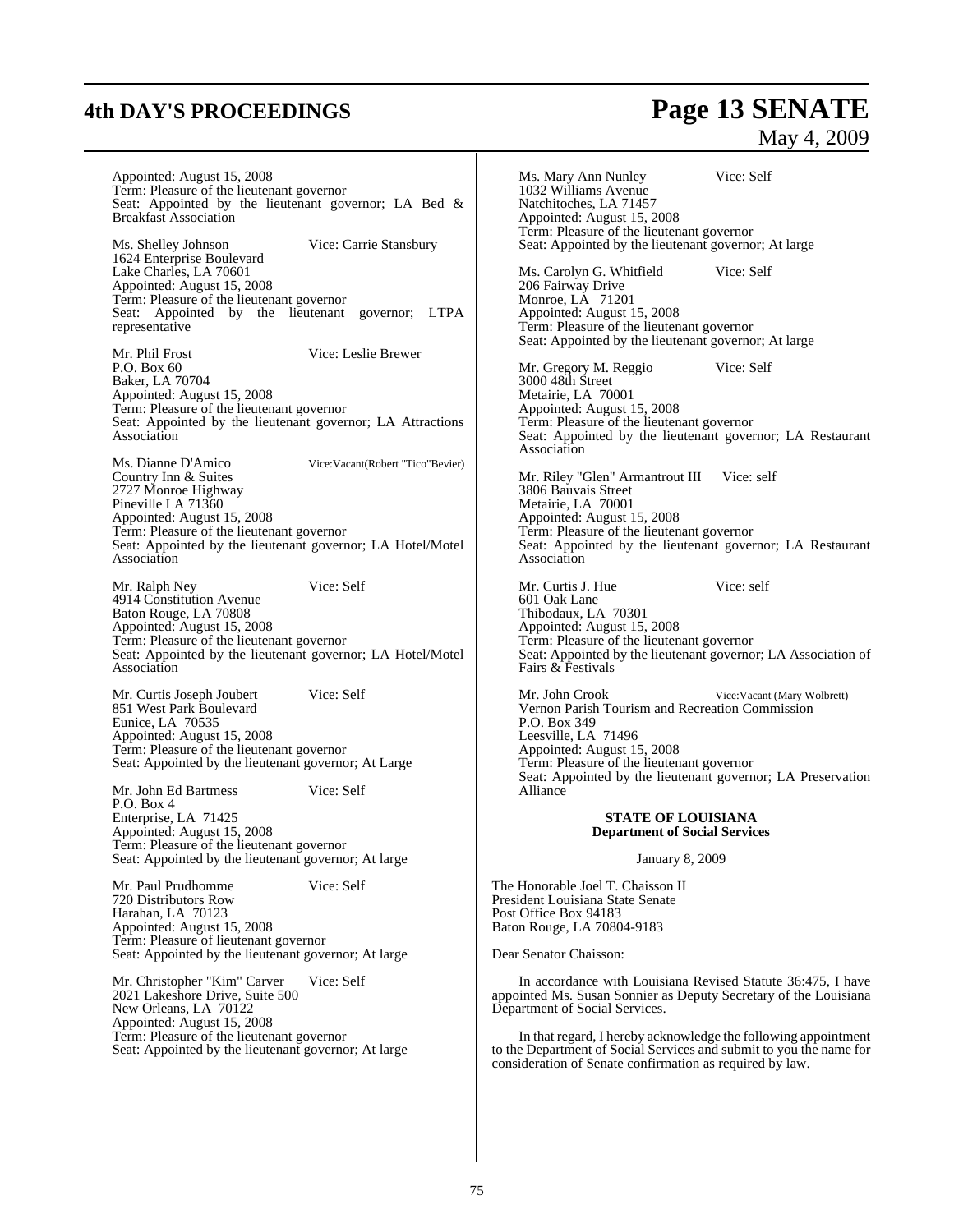Appointed: August 15, 2008
Term: Pleasure of the lieutenant governor
Seat: Appointed by the lieutenant governor; LA Bed & Breakfast Association

Ms. Shelley Johnson Vice: Carrie Stansbury
1624 Enterprise Boulevard
Lake Charles, LA 70601
Appointed: August 15, 2008
Term: Pleasure of the lieutenant governor
Seat: Appointed by the lieutenant governor; LTPA representative

Mr. Phil Frost Vice: Leslie Brewer
P.O. Box 60
Baker, LA 70704
Appointed: August 15, 2008
Term: Pleasure of the lieutenant governor
Seat: Appointed by the lieutenant governor; LA Attractions Association

Ms. Dianne D'Amico Vice:Vacant(Robert "Tico"Bevier)
Country Inn & Suites
2727 Monroe Highway
Pineville LA 71360
Appointed: August 15, 2008
Term: Pleasure of the lieutenant governor
Seat: Appointed by the lieutenant governor; LA Hotel/Motel Association

Mr. Ralph Ney Vice: Self
4914 Constitution Avenue
Baton Rouge, LA 70808
Appointed: August 15, 2008
Term: Pleasure of the lieutenant governor
Seat: Appointed by the lieutenant governor; LA Hotel/Motel Association

Mr. Curtis Joseph Joubert Vice: Self
851 West Park Boulevard
Eunice, LA 70535
Appointed: August 15, 2008
Term: Pleasure of the lieutenant governor
Seat: Appointed by the lieutenant governor; At Large

Mr. John Ed Bartmess Vice: Self
P.O. Box 4
Enterprise, LA 71425
Appointed: August 15, 2008
Term: Pleasure of the lieutenant governor
Seat: Appointed by the lieutenant governor; At large

Mr. Paul Prudhomme Vice: Self
720 Distributors Row
Harahan, LA 70123
Appointed: August 15, 2008
Term: Pleasure of lieutenant governor
Seat: Appointed by the lieutenant governor; At large

Mr. Christopher "Kim" Carver Vice: Self
2021 Lakeshore Drive, Suite 500
New Orleans, LA 70122
Appointed: August 15, 2008
Term: Pleasure of the lieutenant governor
Seat: Appointed by the lieutenant governor; At large

Ms. Mary Ann Nunley Vice: Self
1032 Williams Avenue
Natchitoches, LA 71457
Appointed: August 15, 2008
Term: Pleasure of the lieutenant governor
Seat: Appointed by the lieutenant governor; At large

Ms. Carolyn G. Whitfield Vice: Self
206 Fairway Drive
Monroe, LA 71201
Appointed: August 15, 2008
Term: Pleasure of the lieutenant governor
Seat: Appointed by the lieutenant governor; At large

Mr. Gregory M. Reggio Vice: Self
3000 48th Street
Metairie, LA 70001
Appointed: August 15, 2008
Term: Pleasure of the lieutenant governor
Seat: Appointed by the lieutenant governor; LA Restaurant Association

Mr. Riley "Glen" Armantrout III Vice: self
3806 Bauvais Street
Metairie, LA 70001
Appointed: August 15, 2008
Term: Pleasure of the lieutenant governor
Seat: Appointed by the lieutenant governor; LA Restaurant Association

Mr. Curtis J. Hue Vice: self
601 Oak Lane
Thibodaux, LA 70301
Appointed: August 15, 2008
Term: Pleasure of the lieutenant governor
Seat: Appointed by the lieutenant governor; LA Association of Fairs & Festivals

Mr. John Crook Vice:Vacant (Mary Wolbrett)
Vernon Parish Tourism and Recreation Commission
P.O. Box 349
Leesville, LA 71496
Appointed: August 15, 2008
Term: Pleasure of the lieutenant governor
Seat: Appointed by the lieutenant governor; LA Preservation Alliance

**STATE OF LOUISIANA**
**Department of Social Services**

January 8, 2009

The Honorable Joel T. Chaisson II
President Louisiana State Senate
Post Office Box 94183
Baton Rouge, LA 70804-9183

Dear Senator Chaisson:

In accordance with Louisiana Revised Statute 36:475, I have appointed Ms. Susan Sonnier as Deputy Secretary of the Louisiana Department of Social Services.

In that regard, I hereby acknowledge the following appointment to the Department of Social Services and submit to you the name for consideration of Senate confirmation as required by law.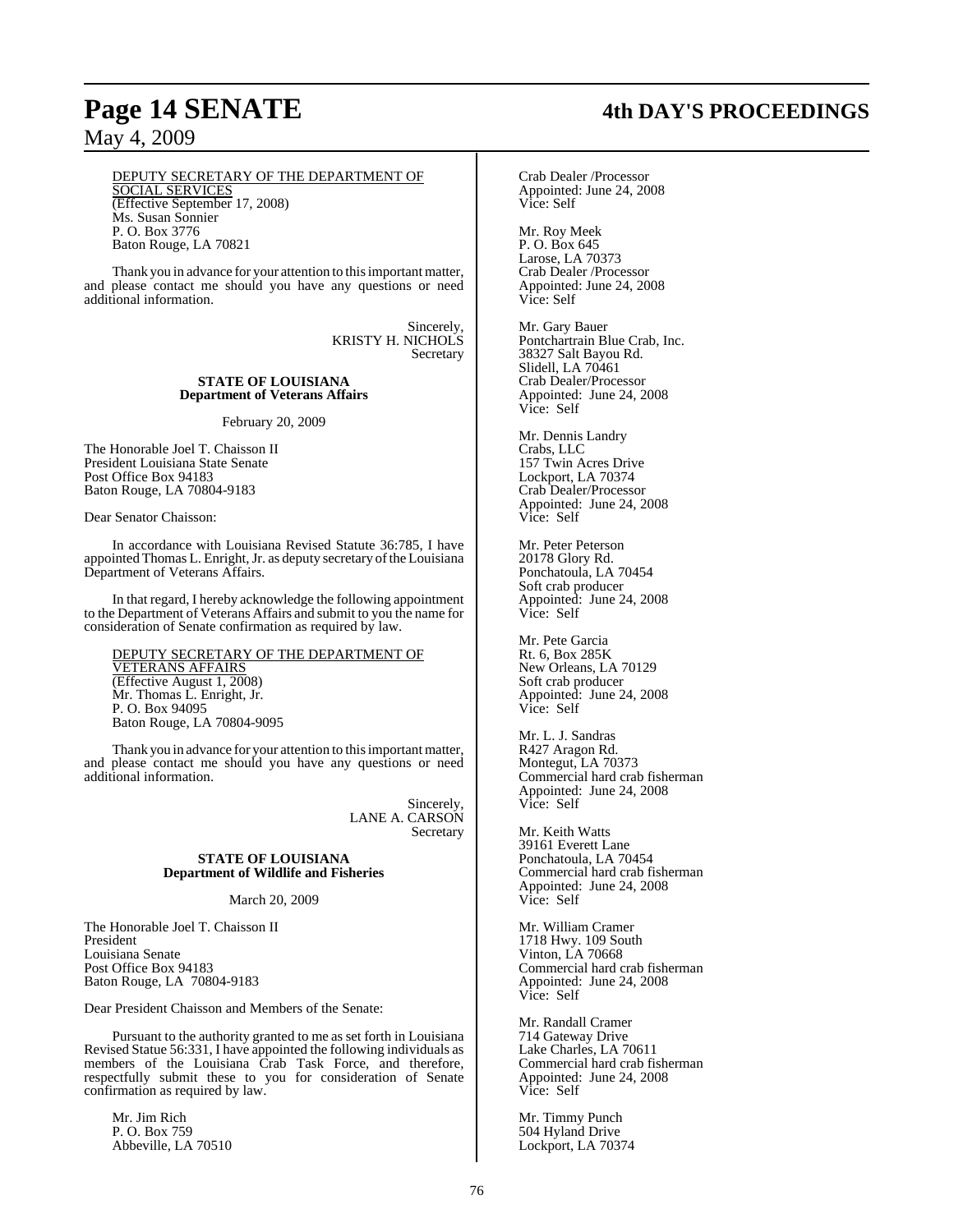DEPUTY SECRETARY OF THE DEPARTMENT OF SOCIAL SERVICES
(Effective September 17, 2008)
Ms. Susan Sonnier
P. O. Box 3776
Baton Rouge, LA 70821

Thank you in advance for your attention to this important matter, and please contact me should you have any questions or need additional information.

Sincerely,
KRISTY H. NICHOLS
Secretary

**STATE OF LOUISIANA**
**Department of Veterans Affairs**

February 20, 2009

The Honorable Joel T. Chaisson II
President Louisiana State Senate
Post Office Box 94183
Baton Rouge, LA 70804-9183

Dear Senator Chaisson:

In accordance with Louisiana Revised Statute 36:785, I have appointed Thomas L. Enright, Jr. as deputy secretary of the Louisiana Department of Veterans Affairs.

In that regard, I hereby acknowledge the following appointment to the Department of Veterans Affairs and submit to you the name for consideration of Senate confirmation as required by law.

DEPUTY SECRETARY OF THE DEPARTMENT OF VETERANS AFFAIRS
(Effective August 1, 2008)
Mr. Thomas L. Enright, Jr.
P. O. Box 94095
Baton Rouge, LA 70804-9095

Thank you in advance for your attention to this important matter, and please contact me should you have any questions or need additional information.

Sincerely,
LANE A. CARSON
Secretary

**STATE OF LOUISIANA**
**Department of Wildlife and Fisheries**

March 20, 2009

The Honorable Joel T. Chaisson II
President
Louisiana Senate
Post Office Box 94183
Baton Rouge, LA 70804-9183

Dear President Chaisson and Members of the Senate:

Pursuant to the authority granted to me as set forth in Louisiana Revised Statue 56:331, I have appointed the following individuals as members of the Louisiana Crab Task Force, and therefore, respectfully submit these to you for consideration of Senate confirmation as required by law.

Mr. Jim Rich
P. O. Box 759
Abbeville, LA 70510
Crab Dealer /Processor
Appointed: June 24, 2008
Vice: Self

Mr. Roy Meek
P. O. Box 645
Larose, LA 70373
Crab Dealer /Processor
Appointed: June 24, 2008
Vice: Self

Mr. Gary Bauer
Pontchartrain Blue Crab, Inc.
38327 Salt Bayou Rd.
Slidell, LA 70461
Crab Dealer/Processor
Appointed: June 24, 2008
Vice: Self

Mr. Dennis Landry
Crabs, LLC
157 Twin Acres Drive
Lockport, LA 70374
Crab Dealer/Processor
Appointed: June 24, 2008
Vice: Self

Mr. Peter Peterson
20178 Glory Rd.
Ponchatoula, LA 70454
Soft crab producer
Appointed: June 24, 2008
Vice: Self

Mr. Pete Garcia
Rt. 6, Box 285K
New Orleans, LA 70129
Soft crab producer
Appointed: June 24, 2008
Vice: Self

Mr. L. J. Sandras
R427 Aragon Rd.
Montegut, LA 70373
Commercial hard crab fisherman
Appointed: June 24, 2008
Vice: Self

Mr. Keith Watts
39161 Everett Lane
Ponchatoula, LA 70454
Commercial hard crab fisherman
Appointed: June 24, 2008
Vice: Self

Mr. William Cramer
1718 Hwy. 109 South
Vinton, LA 70668
Commercial hard crab fisherman
Appointed: June 24, 2008
Vice: Self

Mr. Randall Cramer
714 Gateway Drive
Lake Charles, LA 70611
Commercial hard crab fisherman
Appointed: June 24, 2008
Vice: Self

Mr. Timmy Punch
504 Hyland Drive
Lockport, LA 70374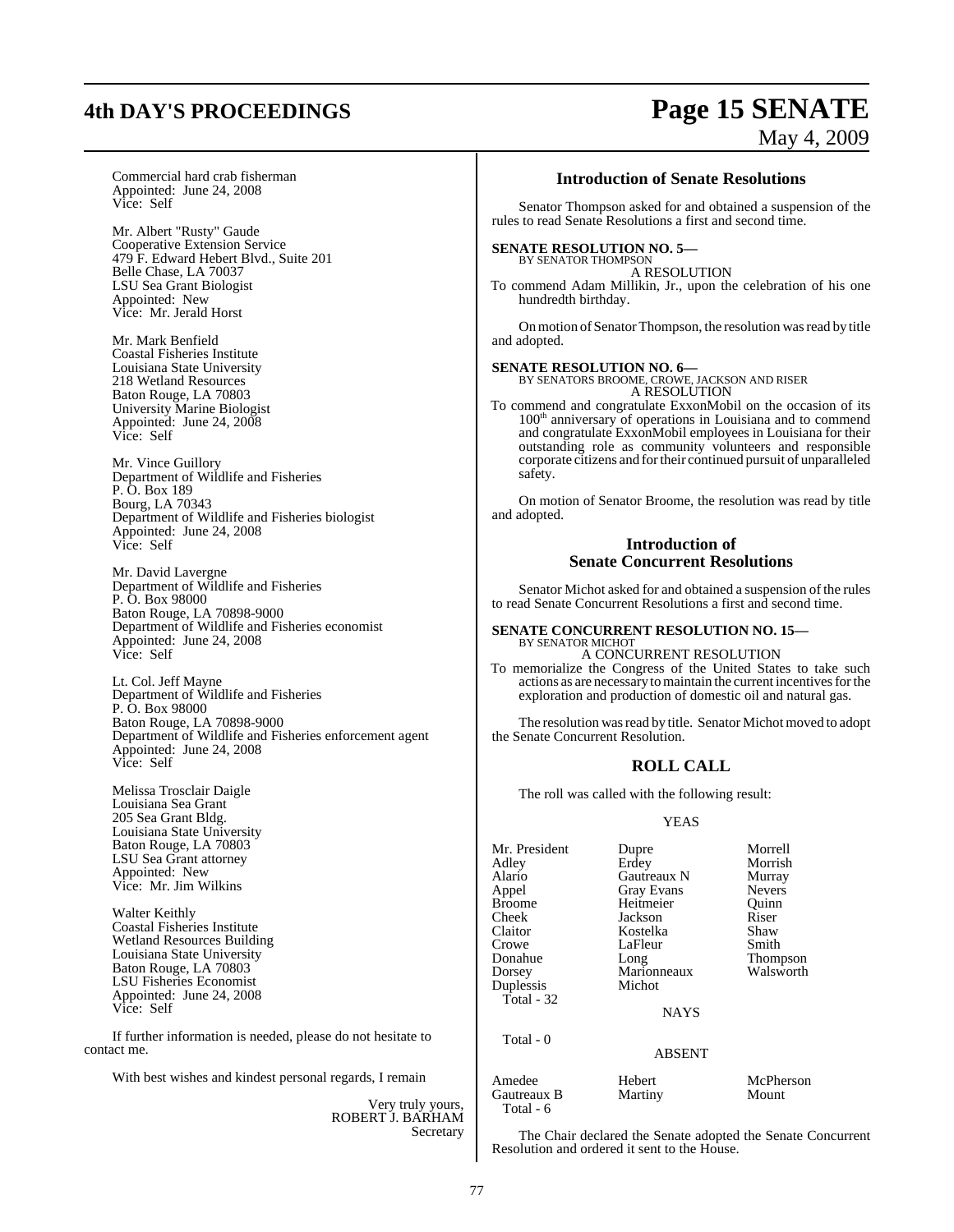Commercial hard crab fisherman
Appointed: June 24, 2008
Vice: Self

Mr. Albert "Rusty" Gaude
Cooperative Extension Service
479 F. Edward Hebert Blvd., Suite 201
Belle Chase, LA 70037
LSU Sea Grant Biologist
Appointed: New
Vice: Mr. Jerald Horst

Mr. Mark Benfield
Coastal Fisheries Institute
Louisiana State University
218 Wetland Resources
Baton Rouge, LA 70803
University Marine Biologist
Appointed: June 24, 2008
Vice: Self

Mr. Vince Guillory
Department of Wildlife and Fisheries
P. O. Box 189
Bourg, LA 70343
Department of Wildlife and Fisheries biologist
Appointed: June 24, 2008
Vice: Self

Mr. David Lavergne
Department of Wildlife and Fisheries
P. O. Box 98000
Baton Rouge, LA 70898-9000
Department of Wildlife and Fisheries economist
Appointed: June 24, 2008
Vice: Self

Lt. Col. Jeff Mayne
Department of Wildlife and Fisheries
P. O. Box 98000
Baton Rouge, LA 70898-9000
Department of Wildlife and Fisheries enforcement agent
Appointed: June 24, 2008
Vice: Self

Melissa Trosclair Daigle
Louisiana Sea Grant
205 Sea Grant Bldg.
Louisiana State University
Baton Rouge, LA 70803
LSU Sea Grant attorney
Appointed: New
Vice: Mr. Jim Wilkins

Walter Keithly
Coastal Fisheries Institute
Wetland Resources Building
Louisiana State University
Baton Rouge, LA 70803
LSU Fisheries Economist
Appointed: June 24, 2008
Vice: Self

If further information is needed, please do not hesitate to contact me.

With best wishes and kindest personal regards, I remain

Very truly yours,
ROBERT J. BARHAM
Secretary

## Introduction of Senate Resolutions

Senator Thompson asked for and obtained a suspension of the rules to read Senate Resolutions a first and second time.

**SENATE RESOLUTION NO. 5—**
BY SENATOR THOMPSON
A RESOLUTION
To commend Adam Millikin, Jr., upon the celebration of his one hundredth birthday.

On motion of Senator Thompson, the resolution was read by title and adopted.

**SENATE RESOLUTION NO. 6—**
BY SENATORS BROOME, CROWE, JACKSON AND RISER
A RESOLUTION
To commend and congratulate ExxonMobil on the occasion of its 100th anniversary of operations in Louisiana and to commend and congratulate ExxonMobil employees in Louisiana for their outstanding role as community volunteers and responsible corporate citizens and for their continued pursuit of unparalleled safety.

On motion of Senator Broome, the resolution was read by title and adopted.

## Introduction of Senate Concurrent Resolutions

Senator Michot asked for and obtained a suspension of the rules to read Senate Concurrent Resolutions a first and second time.

**SENATE CONCURRENT RESOLUTION NO. 15—**
BY SENATOR MICHOT
A CONCURRENT RESOLUTION
To memorialize the Congress of the United States to take such actions as are necessary to maintain the current incentives for the exploration and production of domestic oil and natural gas.

The resolution was read by title. Senator Michot moved to adopt the Senate Concurrent Resolution.

## ROLL CALL

The roll was called with the following result:

YEAS

| | | |
|---|---|---|
| Mr. President | Dupre | Morrell |
| Adley | Erdey | Morrish |
| Alario | Gautreaux N | Murray |
| Appel | Gray Evans | Nevers |
| Broome | Heitmeier | Quinn |
| Cheek | Jackson | Riser |
| Claitor | Kostelka | Shaw |
| Crowe | LaFleur | Smith |
| Donahue | Long | Thompson |
| Dorsey | Marionneaux | Walsworth |
| Duplessis | Michot | |

Total - 32

NAYS

Total - 0

ABSENT

| | | |
|---|---|---|
| Amedee | Hebert | McPherson |
| Gautreaux B | Martiny | Mount |

Total - 6

The Chair declared the Senate adopted the Senate Concurrent Resolution and ordered it sent to the House.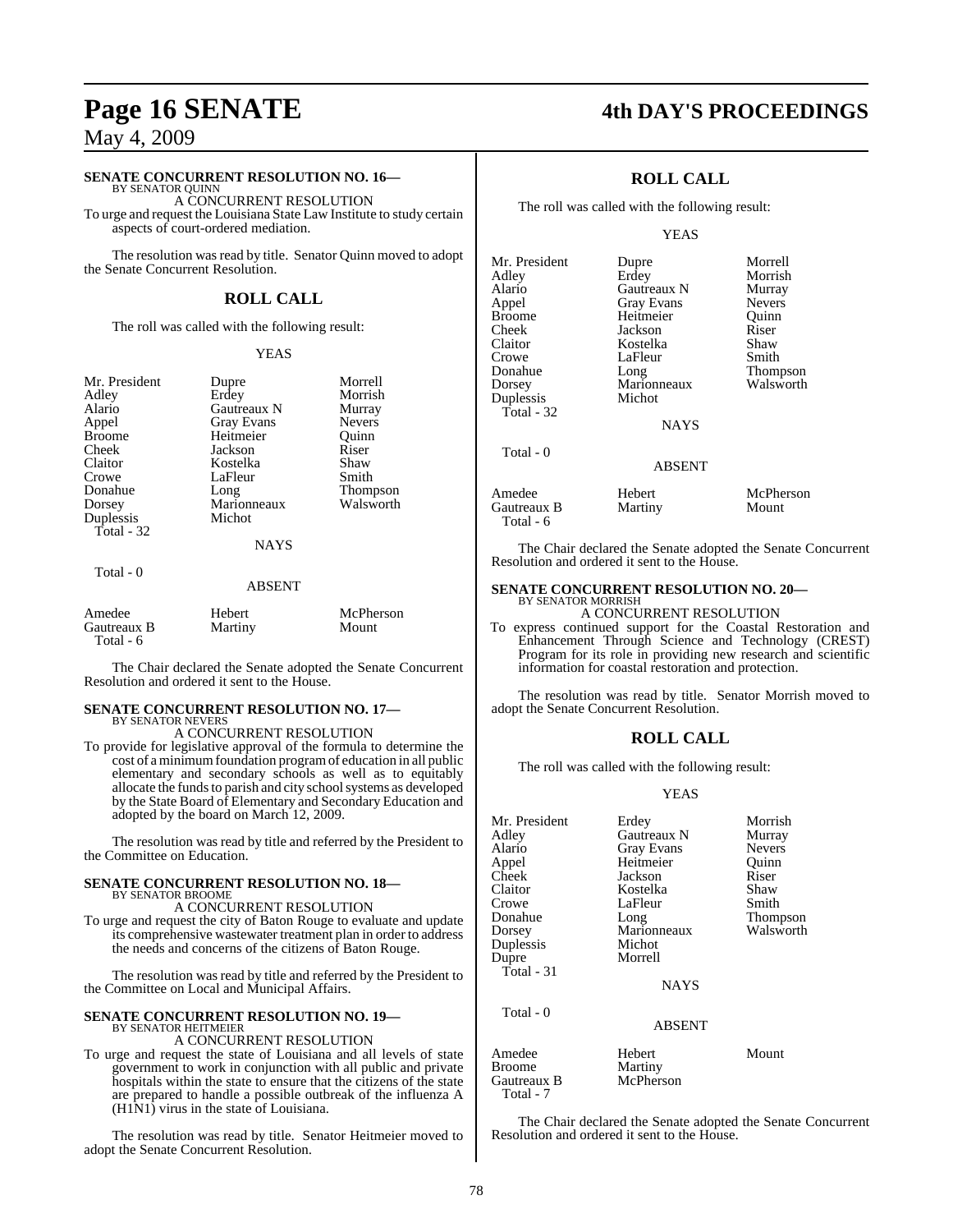### SENATE CONCURRENT RESOLUTION NO. 16—

BY SENATOR QUINN

A CONCURRENT RESOLUTION

To urge and request the Louisiana State Law Institute to study certain aspects of court-ordered mediation.

The resolution was read by title. Senator Quinn moved to adopt the Senate Concurrent Resolution.

## ROLL CALL

The roll was called with the following result:

YEAS

| | | |
|---|---|---|
| Mr. President | Dupre | Morrell |
| Adley | Erdey | Morrish |
| Alario | Gautreaux N | Murray |
| Appel | Gray Evans | Nevers |
| Broome | Heitmeier | Quinn |
| Cheek | Jackson | Riser |
| Claitor | Kostelka | Shaw |
| Crowe | LaFleur | Smith |
| Donahue | Long | Thompson |
| Dorsey | Marionneaux | Walsworth |
| Duplessis | Michot | |
| Total - 32 | | |

NAYS

Total - 0

ABSENT

| | | |
|---|---|---|
| Amedee | Hebert | McPherson |
| Gautreaux B | Martiny | Mount |
| Total - 6 | | |

The Chair declared the Senate adopted the Senate Concurrent Resolution and ordered it sent to the House.

### SENATE CONCURRENT RESOLUTION NO. 17—

BY SENATOR NEVERS

A CONCURRENT RESOLUTION

To provide for legislative approval of the formula to determine the cost of a minimum foundation program of education in all public elementary and secondary schools as well as to equitably allocate the funds to parish and city school systems as developed by the State Board of Elementary and Secondary Education and adopted by the board on March 12, 2009.

The resolution was read by title and referred by the President to the Committee on Education.

### SENATE CONCURRENT RESOLUTION NO. 18—

BY SENATOR BROOME

A CONCURRENT RESOLUTION

To urge and request the city of Baton Rouge to evaluate and update its comprehensive wastewater treatment plan in order to address the needs and concerns of the citizens of Baton Rouge.

The resolution was read by title and referred by the President to the Committee on Local and Municipal Affairs.

### SENATE CONCURRENT RESOLUTION NO. 19—

BY SENATOR HEITMEIER

A CONCURRENT RESOLUTION

To urge and request the state of Louisiana and all levels of state government to work in conjunction with all public and private hospitals within the state to ensure that the citizens of the state are prepared to handle a possible outbreak of the influenza A (H1N1) virus in the state of Louisiana.

The resolution was read by title. Senator Heitmeier moved to adopt the Senate Concurrent Resolution.

## ROLL CALL

The roll was called with the following result:

YEAS

| | | |
|---|---|---|
| Mr. President | Dupre | Morrell |
| Adley | Erdey | Morrish |
| Alario | Gautreaux N | Murray |
| Appel | Gray Evans | Nevers |
| Broome | Heitmeier | Quinn |
| Cheek | Jackson | Riser |
| Claitor | Kostelka | Shaw |
| Crowe | LaFleur | Smith |
| Donahue | Long | Thompson |
| Dorsey | Marionneaux | Walsworth |
| Duplessis | Michot | |
| Total - 32 | | |

NAYS

Total - 0

ABSENT

| | | |
|---|---|---|
| Amedee | Hebert | McPherson |
| Gautreaux B | Martiny | Mount |
| Total - 6 | | |

The Chair declared the Senate adopted the Senate Concurrent Resolution and ordered it sent to the House.

### SENATE CONCURRENT RESOLUTION NO. 20—

BY SENATOR MORRISH

A CONCURRENT RESOLUTION

To express continued support for the Coastal Restoration and Enhancement Through Science and Technology (CREST) Program for its role in providing new research and scientific information for coastal restoration and protection.

The resolution was read by title. Senator Morrish moved to adopt the Senate Concurrent Resolution.

## ROLL CALL

The roll was called with the following result:

YEAS

| | | |
|---|---|---|
| Mr. President | Erdey | Morrish |
| Adley | Gautreaux N | Murray |
| Alario | Gray Evans | Nevers |
| Appel | Heitmeier | Quinn |
| Cheek | Jackson | Riser |
| Claitor | Kostelka | Shaw |
| Crowe | LaFleur | Smith |
| Donahue | Long | Thompson |
| Dorsey | Marionneaux | Walsworth |
| Duplessis | Michot | |
| Dupre | Morrell | |
| Total - 31 | | |

NAYS

Total - 0

ABSENT

| | | |
|---|---|---|
| Amedee | Hebert | Mount |
| Broome | Martiny | |
| Gautreaux B | McPherson | |
| Total - 7 | | |

The Chair declared the Senate adopted the Senate Concurrent Resolution and ordered it sent to the House.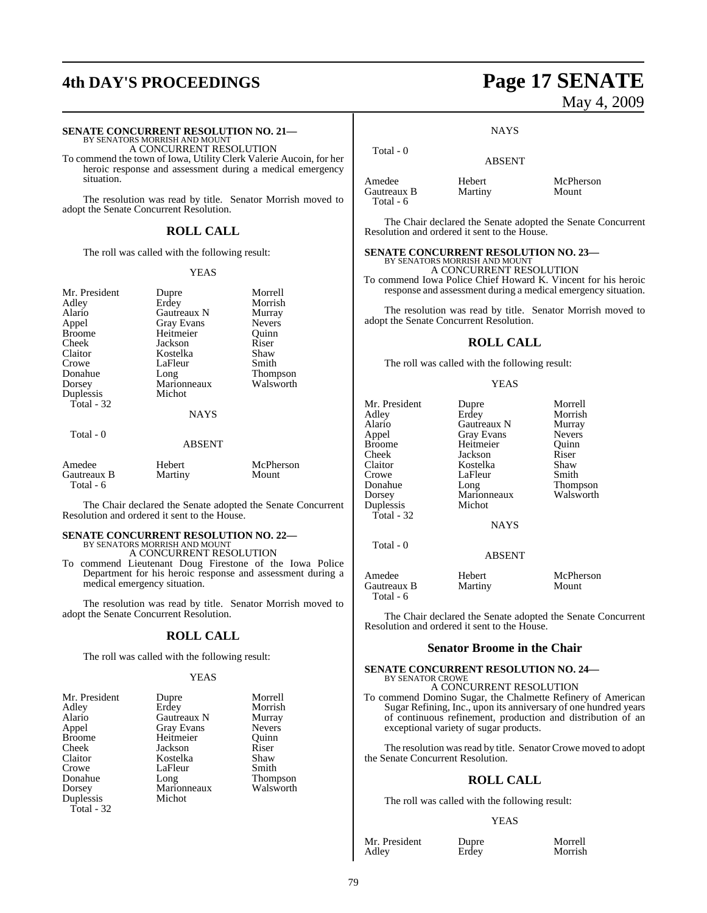**SENATE CONCURRENT RESOLUTION NO. 21—**
BY SENATORS MORRISH AND MOUNT

A CONCURRENT RESOLUTION

To commend the town of Iowa, Utility Clerk Valerie Aucoin, for her heroic response and assessment during a medical emergency situation.

The resolution was read by title. Senator Morrish moved to adopt the Senate Concurrent Resolution.

## ROLL CALL

The roll was called with the following result:

YEAS

| | | |
|---|---|---|
| Mr. President | Dupre | Morrell |
| Adley | Erdey | Morrish |
| Alario | Gautreaux N | Murray |
| Appel | Gray Evans | Nevers |
| Broome | Heitmeier | Quinn |
| Cheek | Jackson | Riser |
| Claitor | Kostelka | Shaw |
| Crowe | LaFleur | Smith |
| Donahue | Long | Thompson |
| Dorsey | Marionneaux | Walsworth |
| Duplessis | Michot | |
| Total - 32 | | |

NAYS

Total - 0

ABSENT

| | | |
|---|---|---|
| Amedee | Hebert | McPherson |
| Gautreaux B | Martiny | Mount |
| Total - 6 | | |

The Chair declared the Senate adopted the Senate Concurrent Resolution and ordered it sent to the House.

**SENATE CONCURRENT RESOLUTION NO. 22—**
BY SENATORS MORRISH AND MOUNT

A CONCURRENT RESOLUTION

To commend Lieutenant Doug Firestone of the Iowa Police Department for his heroic response and assessment during a medical emergency situation.

The resolution was read by title. Senator Morrish moved to adopt the Senate Concurrent Resolution.

## ROLL CALL

The roll was called with the following result:

YEAS

| | | |
|---|---|---|
| Mr. President | Dupre | Morrell |
| Adley | Erdey | Morrish |
| Alario | Gautreaux N | Murray |
| Appel | Gray Evans | Nevers |
| Broome | Heitmeier | Quinn |
| Cheek | Jackson | Riser |
| Claitor | Kostelka | Shaw |
| Crowe | LaFleur | Smith |
| Donahue | Long | Thompson |
| Dorsey | Marionneaux | Walsworth |
| Duplessis | Michot | |
| Total - 32 | | |

NAYS

Total - 0

ABSENT

| | | |
|---|---|---|
| Amedee | Hebert | McPherson |
| Gautreaux B | Martiny | Mount |
| Total - 6 | | |

The Chair declared the Senate adopted the Senate Concurrent Resolution and ordered it sent to the House.

**SENATE CONCURRENT RESOLUTION NO. 23—**
BY SENATORS MORRISH AND MOUNT

A CONCURRENT RESOLUTION

To commend Iowa Police Chief Howard K. Vincent for his heroic response and assessment during a medical emergency situation.

The resolution was read by title. Senator Morrish moved to adopt the Senate Concurrent Resolution.

## ROLL CALL

The roll was called with the following result:

YEAS

| | | |
|---|---|---|
| Mr. President | Dupre | Morrell |
| Adley | Erdey | Morrish |
| Alario | Gautreaux N | Murray |
| Appel | Gray Evans | Nevers |
| Broome | Heitmeier | Quinn |
| Cheek | Jackson | Riser |
| Claitor | Kostelka | Shaw |
| Crowe | LaFleur | Smith |
| Donahue | Long | Thompson |
| Dorsey | Marionneaux | Walsworth |
| Duplessis | Michot | |
| Total - 32 | | |

NAYS

Total - 0

ABSENT

| | | |
|---|---|---|
| Amedee | Hebert | McPherson |
| Gautreaux B | Martiny | Mount |
| Total - 6 | | |

The Chair declared the Senate adopted the Senate Concurrent Resolution and ordered it sent to the House.

## Senator Broome in the Chair

**SENATE CONCURRENT RESOLUTION NO. 24—**
BY SENATOR CROWE

A CONCURRENT RESOLUTION

To commend Domino Sugar, the Chalmette Refinery of American Sugar Refining, Inc., upon its anniversary of one hundred years of continuous refinement, production and distribution of an exceptional variety of sugar products.

The resolution was read by title. Senator Crowe moved to adopt the Senate Concurrent Resolution.

## ROLL CALL

The roll was called with the following result:

YEAS

| | | |
|---|---|---|
| Mr. President | Dupre | Morrell |
| Adley | Erdey | Morrish |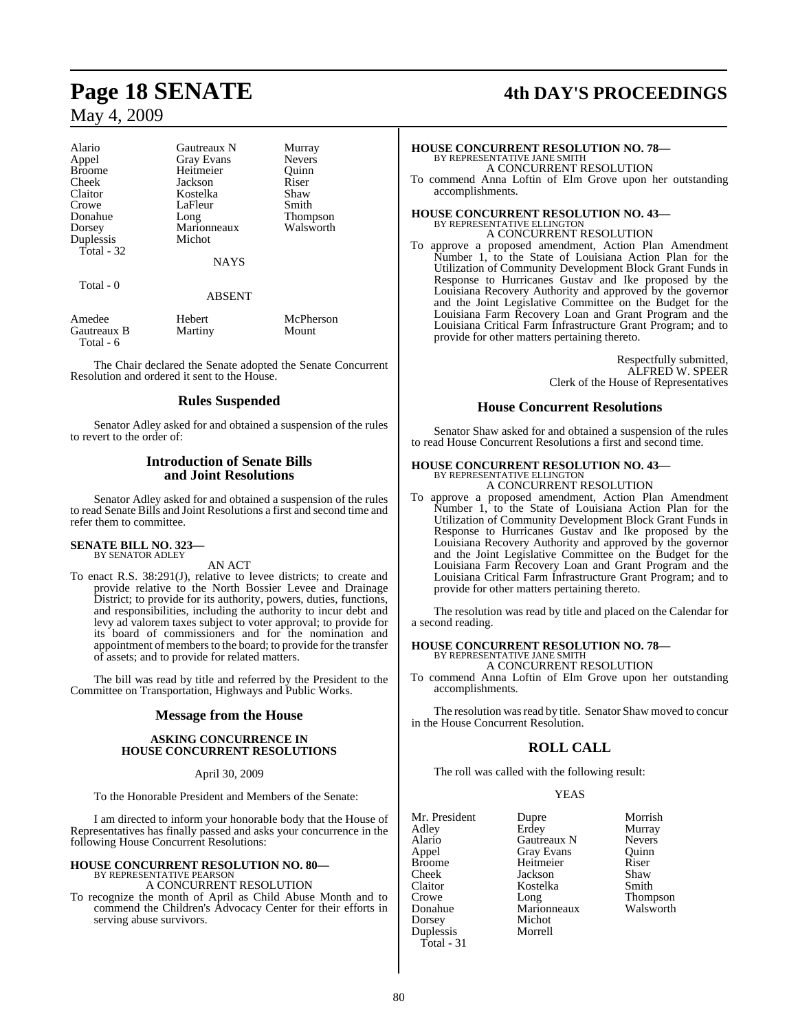| Alario | Gautreaux N | Murray |
|---|---|---|
| Appel | Gray Evans | Nevers |
| Broome | Heitmeier | Quinn |
| Cheek | Jackson | Riser |
| Claitor | Kostelka | Shaw |
| Crowe | LaFleur | Smith |
| Donahue | Long | Thompson |
| Dorsey | Marionneaux | Walsworth |
| Duplessis | Michot | |

Total - 32

NAYS

Total - 0

ABSENT

| Amedee | Hebert | McPherson |
|---|---|---|
| Gautreaux B | Martiny | Mount |

Total - 6

The Chair declared the Senate adopted the Senate Concurrent Resolution and ordered it sent to the House.

## Rules Suspended

Senator Adley asked for and obtained a suspension of the rules to revert to the order of:

## Introduction of Senate Bills and Joint Resolutions

Senator Adley asked for and obtained a suspension of the rules to read Senate Bills and Joint Resolutions a first and second time and refer them to committee.

**SENATE BILL NO. 323—**
BY SENATOR ADLEY

AN ACT

To enact R.S. 38:291(J), relative to levee districts; to create and provide relative to the North Bossier Levee and Drainage District; to provide for its authority, powers, duties, functions, and responsibilities, including the authority to incur debt and levy ad valorem taxes subject to voter approval; to provide for its board of commissioners and for the nomination and appointment of members to the board; to provide for the transfer of assets; and to provide for related matters.

The bill was read by title and referred by the President to the Committee on Transportation, Highways and Public Works.

## Message from the House

**ASKING CONCURRENCE IN HOUSE CONCURRENT RESOLUTIONS**

April 30, 2009

To the Honorable President and Members of the Senate:

I am directed to inform your honorable body that the House of Representatives has finally passed and asks your concurrence in the following House Concurrent Resolutions:

**HOUSE CONCURRENT RESOLUTION NO. 80—**
BY REPRESENTATIVE PEARSON

A CONCURRENT RESOLUTION

To recognize the month of April as Child Abuse Month and to commend the Children's Advocacy Center for their efforts in serving abuse survivors.

**HOUSE CONCURRENT RESOLUTION NO. 78—**
BY REPRESENTATIVE JANE SMITH

A CONCURRENT RESOLUTION

To commend Anna Loftin of Elm Grove upon her outstanding accomplishments.

**HOUSE CONCURRENT RESOLUTION NO. 43—**
BY REPRESENTATIVE ELLINGTON

A CONCURRENT RESOLUTION

To approve a proposed amendment, Action Plan Amendment Number 1, to the State of Louisiana Action Plan for the Utilization of Community Development Block Grant Funds in Response to Hurricanes Gustav and Ike proposed by the Louisiana Recovery Authority and approved by the governor and the Joint Legislative Committee on the Budget for the Louisiana Farm Recovery Loan and Grant Program and the Louisiana Critical Farm Infrastructure Grant Program; and to provide for other matters pertaining thereto.

Respectfully submitted,
ALFRED W. SPEER
Clerk of the House of Representatives

## House Concurrent Resolutions

Senator Shaw asked for and obtained a suspension of the rules to read House Concurrent Resolutions a first and second time.

**HOUSE CONCURRENT RESOLUTION NO. 43—**
BY REPRESENTATIVE ELLINGTON

A CONCURRENT RESOLUTION

To approve a proposed amendment, Action Plan Amendment Number 1, to the State of Louisiana Action Plan for the Utilization of Community Development Block Grant Funds in Response to Hurricanes Gustav and Ike proposed by the Louisiana Recovery Authority and approved by the governor and the Joint Legislative Committee on the Budget for the Louisiana Farm Recovery Loan and Grant Program and the Louisiana Critical Farm Infrastructure Grant Program; and to provide for other matters pertaining thereto.

The resolution was read by title and placed on the Calendar for a second reading.

**HOUSE CONCURRENT RESOLUTION NO. 78—**
BY REPRESENTATIVE JANE SMITH

A CONCURRENT RESOLUTION

To commend Anna Loftin of Elm Grove upon her outstanding accomplishments.

The resolution was read by title. Senator Shaw moved to concur in the House Concurrent Resolution.

## ROLL CALL

The roll was called with the following result:

YEAS

| Mr. President | Dupre | Morrish |
|---|---|---|
| Adley | Erdey | Murray |
| Alario | Gautreaux N | Nevers |
| Appel | Gray Evans | Quinn |
| Broome | Heitmeier | Riser |
| Cheek | Jackson | Shaw |
| Claitor | Kostelka | Smith |
| Crowe | Long | Thompson |
| Donahue | Marionneaux | Walsworth |
| Dorsey | Michot | |
| Duplessis | Morrell | |

Total - 31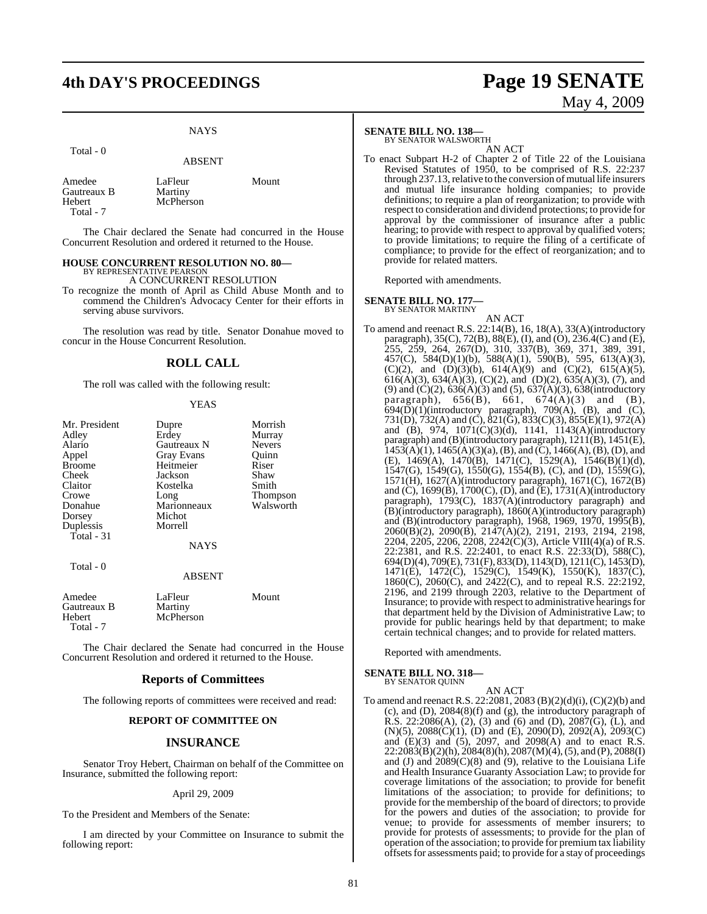NAYS

Total - 0

ABSENT

| | | |
|---|---|---|
| Amedee | LaFleur | Mount |
| Gautreaux B | Martiny | |
| Hebert | McPherson | |
| Total - 7 | | |

The Chair declared the Senate had concurred in the House Concurrent Resolution and ordered it returned to the House.

**HOUSE CONCURRENT RESOLUTION NO. 80—**
BY REPRESENTATIVE PEARSON
A CONCURRENT RESOLUTION

To recognize the month of April as Child Abuse Month and to commend the Children's Advocacy Center for their efforts in serving abuse survivors.

The resolution was read by title. Senator Donahue moved to concur in the House Concurrent Resolution.

## ROLL CALL

The roll was called with the following result:

YEAS

| | | |
|---|---|---|
| Mr. President | Dupre | Morrish |
| Adley | Erdey | Murray |
| Alario | Gautreaux N | Nevers |
| Appel | Gray Evans | Quinn |
| Broome | Heitmeier | Riser |
| Cheek | Jackson | Shaw |
| Claitor | Kostelka | Smith |
| Crowe | Long | Thompson |
| Donahue | Marionneaux | Walsworth |
| Dorsey | Michot | |
| Duplessis | Morrell | |
| Total - 31 | | |

NAYS

Total - 0

ABSENT

| | | |
|---|---|---|
| Amedee | LaFleur | Mount |
| Gautreaux B | Martiny | |
| Hebert | McPherson | |
| Total - 7 | | |

The Chair declared the Senate had concurred in the House Concurrent Resolution and ordered it returned to the House.

## Reports of Committees

The following reports of committees were received and read:

### REPORT OF COMMITTEE ON

## INSURANCE

Senator Troy Hebert, Chairman on behalf of the Committee on Insurance, submitted the following report:

April 29, 2009

To the President and Members of the Senate:

I am directed by your Committee on Insurance to submit the following report:

**SENATE BILL NO. 138—**
BY SENATOR WALSWORTH
AN ACT

To enact Subpart H-2 of Chapter 2 of Title 22 of the Louisiana Revised Statutes of 1950, to be comprised of R.S. 22:237 through 237.13, relative to the conversion of mutual life insurers and mutual life insurance holding companies; to provide definitions; to require a plan of reorganization; to provide with respect to consideration and dividend protections; to provide for approval by the commissioner of insurance after a public hearing; to provide with respect to approval by qualified voters; to provide limitations; to require the filing of a certificate of compliance; to provide for the effect of reorganization; and to provide for related matters.

Reported with amendments.

**SENATE BILL NO. 177—**
BY SENATOR MARTINY
AN ACT

To amend and reenact R.S. 22:14(B), 16, 18(A), 33(A)(introductory paragraph), 35(C), 72(B), 88(E), (I), and (O), 236.4(C) and (E), 255, 259, 264, 267(D), 310, 337(B), 369, 371, 389, 391, 457(C), 584(D)(1)(b), 588(A)(1), 590(B), 595, 613(A)(3), (C)(2), and (D)(3)(b), 614(A)(9) and (C)(2), 615(A)(5), 616(A)(3), 634(A)(3), (C)(2), and (D)(2), 635(A)(3), (7), and (9) and (C)(2), 636(A)(3) and (5), 637(A)(3), 638(introductory paragraph), 656(B), 661, 674(A)(3) and (B), 694(D)(1)(introductory paragraph), 709(A), (B), and (C), 731(D), 732(A) and (C), 821(G), 833(C)(3), 855(E)(1), 972(A) and (B), 974, 1071(C)(3)(d), 1141, 1143(A)(introductory paragraph) and (B)(introductory paragraph), 1211(B), 1451(E), 1453(A)(1), 1465(A)(3)(a), (B), and (C), 1466(A), (B), (D), and (E), 1469(A), 1470(B), 1471(C), 1529(A), 1546(B)(1)(d), 1547(G), 1549(G), 1550(G), 1554(B), (C), and (D), 1559(G), 1571(H), 1627(A)(introductory paragraph), 1671(C), 1672(B) and (C), 1699(B), 1700(C), (D), and (E), 1731(A)(introductory paragraph), 1793(C), 1837(A)(introductory paragraph) and (B)(introductory paragraph), 1860(A)(introductory paragraph) and (B)(introductory paragraph), 1968, 1969, 1970, 1995(B), 2060(B)(2), 2090(B), 2147(A)(2), 2191, 2193, 2194, 2198, 2204, 2205, 2206, 2208, 2242(C)(3), Article VIII(4)(a) of R.S. 22:2381, and R.S. 22:2401, to enact R.S. 22:33(D), 588(C), 694(D)(4), 709(E), 731(F), 833(D), 1143(D), 1211(C), 1453(D), 1471(E), 1472(C), 1529(C), 1549(K), 1550(K), 1837(C), 1860(C), 2060(C), and 2422(C), and to repeal R.S. 22:2192, 2196, and 2199 through 2203, relative to the Department of Insurance; to provide with respect to administrative hearings for that department held by the Division of Administrative Law; to provide for public hearings held by that department; to make certain technical changes; and to provide for related matters.

Reported with amendments.

**SENATE BILL NO. 318—**
BY SENATOR QUINN
AN ACT

To amend and reenact R.S. 22:2081, 2083 (B)(2)(d)(i), (C)(2)(b) and (c), and (D), 2084(8)(f) and (g), the introductory paragraph of R.S. 22:2086(A), (2), (3) and (6) and (D), 2087(G), (L), and (N)(5), 2088(C)(1), (D) and (E), 2090(D), 2092(A), 2093(C) and (E)(3) and (5), 2097, and 2098(A) and to enact R.S. 22:2083(B)(2)(h), 2084(8)(h), 2087(M)(4), (5), and (P), 2088(I) and (J) and 2089(C)(8) and (9), relative to the Louisiana Life and Health Insurance Guaranty Association Law; to provide for coverage limitations of the association; to provide for benefit limitations of the association; to provide for definitions; to provide for the membership of the board of directors; to provide for the powers and duties of the association; to provide for venue; to provide for assessments of member insurers; to provide for protests of assessments; to provide for the plan of operation of the association; to provide for premium tax liability offsets for assessments paid; to provide for a stay of proceedings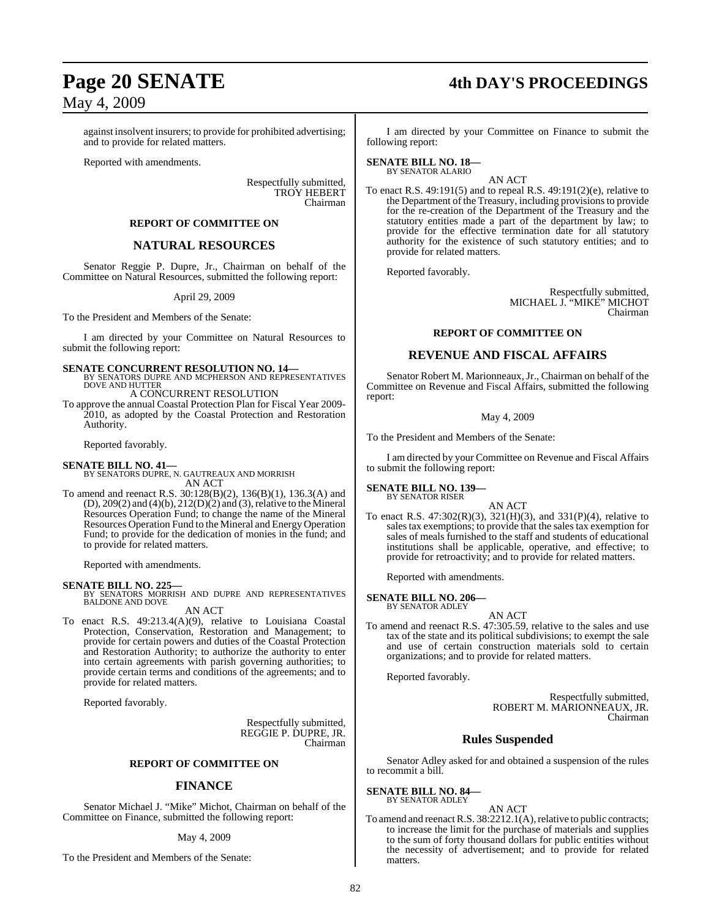against insolvent insurers; to provide for prohibited advertising; and to provide for related matters.

Reported with amendments.

Respectfully submitted,
TROY HEBERT
Chairman

### REPORT OF COMMITTEE ON

## NATURAL RESOURCES

Senator Reggie P. Dupre, Jr., Chairman on behalf of the Committee on Natural Resources, submitted the following report:

April 29, 2009

To the President and Members of the Senate:

I am directed by your Committee on Natural Resources to submit the following report:

**SENATE CONCURRENT RESOLUTION NO. 14—**
BY SENATORS DUPRE AND MCPHERSON AND REPRESENTATIVES DOVE AND HUTTER
A CONCURRENT RESOLUTION
To approve the annual Coastal Protection Plan for Fiscal Year 2009-2010, as adopted by the Coastal Protection and Restoration Authority.

Reported favorably.

**SENATE BILL NO. 41—**
BY SENATORS DUPRE, N. GAUTREAUX AND MORRISH
AN ACT
To amend and reenact R.S. 30:128(B)(2), 136(B)(1), 136.3(A) and (D), 209(2) and (4)(b), 212(D)(2) and (3), relative to the Mineral Resources Operation Fund; to change the name of the Mineral Resources Operation Fund to the Mineral and Energy Operation Fund; to provide for the dedication of monies in the fund; and to provide for related matters.

Reported with amendments.

**SENATE BILL NO. 225—**
BY SENATORS MORRISH AND DUPRE AND REPRESENTATIVES BALDONE AND DOVE
AN ACT
To enact R.S. 49:213.4(A)(9), relative to Louisiana Coastal Protection, Conservation, Restoration and Management; to provide for certain powers and duties of the Coastal Protection and Restoration Authority; to authorize the authority to enter into certain agreements with parish governing authorities; to provide certain terms and conditions of the agreements; and to provide for related matters.

Reported favorably.

Respectfully submitted,
REGGIE P. DUPRE, JR.
Chairman

### REPORT OF COMMITTEE ON

## FINANCE

Senator Michael J. "Mike" Michot, Chairman on behalf of the Committee on Finance, submitted the following report:

May 4, 2009

To the President and Members of the Senate:

I am directed by your Committee on Finance to submit the following report:

**SENATE BILL NO. 18—**
BY SENATOR ALARIO
AN ACT
To enact R.S. 49:191(5) and to repeal R.S. 49:191(2)(e), relative to the Department of the Treasury, including provisions to provide for the re-creation of the Department of the Treasury and the statutory entities made a part of the department by law; to provide for the effective termination date for all statutory authority for the existence of such statutory entities; and to provide for related matters.

Reported favorably.

Respectfully submitted,
MICHAEL J. "MIKE" MICHOT
Chairman

### REPORT OF COMMITTEE ON

## REVENUE AND FISCAL AFFAIRS

Senator Robert M. Marionneaux, Jr., Chairman on behalf of the Committee on Revenue and Fiscal Affairs, submitted the following report:

May 4, 2009

To the President and Members of the Senate:

I am directed by your Committee on Revenue and Fiscal Affairs to submit the following report:

**SENATE BILL NO. 139—**
BY SENATOR RISER
AN ACT
To enact R.S. 47:302(R)(3), 321(H)(3), and 331(P)(4), relative to sales tax exemptions; to provide that the sales tax exemption for sales of meals furnished to the staff and students of educational institutions shall be applicable, operative, and effective; to provide for retroactivity; and to provide for related matters.

Reported with amendments.

**SENATE BILL NO. 206—**
BY SENATOR ADLEY
AN ACT
To amend and reenact R.S. 47:305.59, relative to the sales and use tax of the state and its political subdivisions; to exempt the sale and use of certain construction materials sold to certain organizations; and to provide for related matters.

Reported favorably.

Respectfully submitted,
ROBERT M. MARIONNEAUX, JR.
Chairman

## Rules Suspended

Senator Adley asked for and obtained a suspension of the rules to recommit a bill.

**SENATE BILL NO. 84—**
BY SENATOR ADLEY
AN ACT
To amend and reenact R.S. 38:2212.1(A), relative to public contracts; to increase the limit for the purchase of materials and supplies to the sum of forty thousand dollars for public entities without the necessity of advertisement; and to provide for related matters.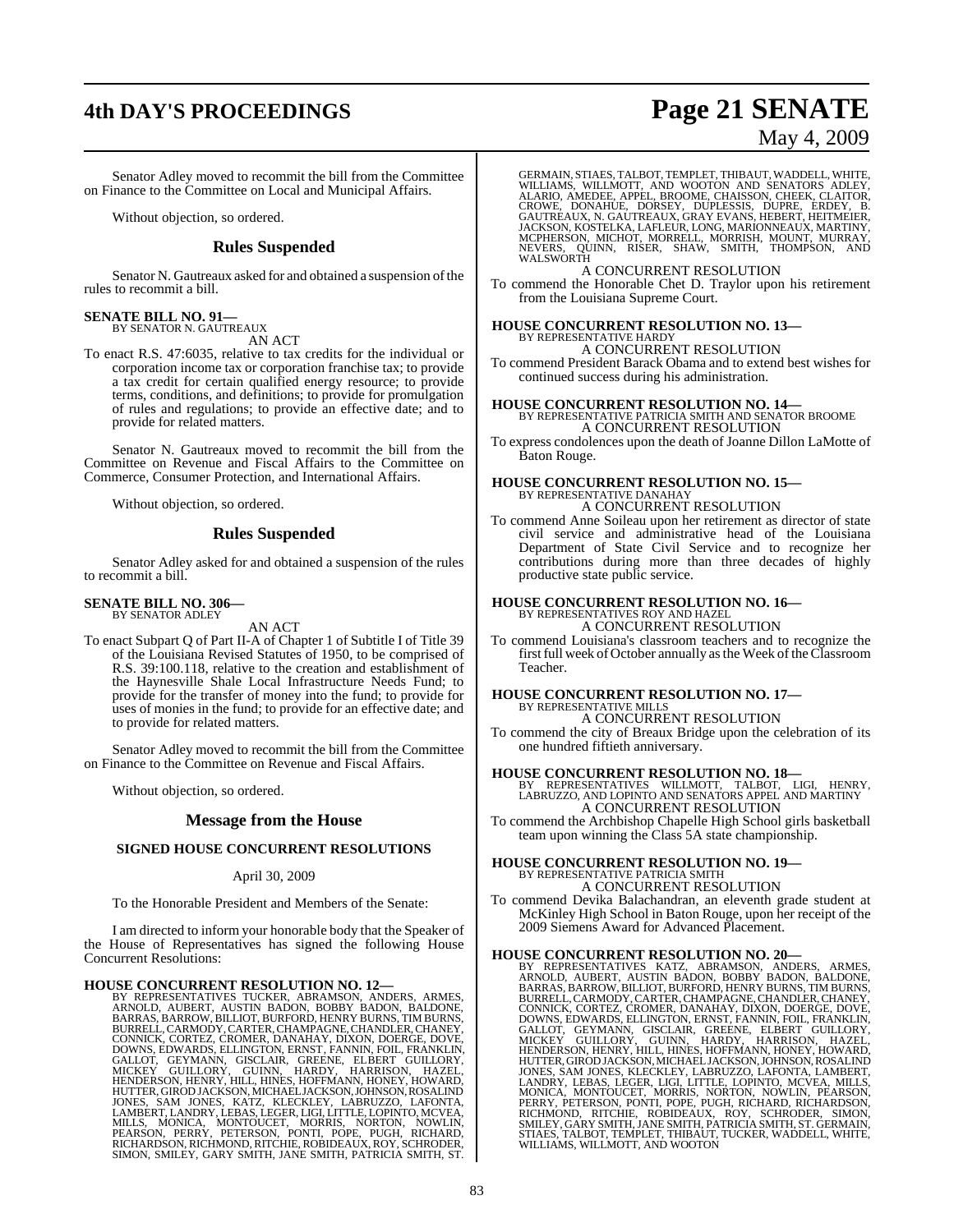Senator Adley moved to recommit the bill from the Committee on Finance to the Committee on Local and Municipal Affairs.

Without objection, so ordered.

## Rules Suspended

Senator N. Gautreaux asked for and obtained a suspension of the rules to recommit a bill.

**SENATE BILL NO. 91—**
BY SENATOR N. GAUTREAUX

AN ACT

To enact R.S. 47:6035, relative to tax credits for the individual or corporation income tax or corporation franchise tax; to provide a tax credit for certain qualified energy resource; to provide terms, conditions, and definitions; to provide for promulgation of rules and regulations; to provide an effective date; and to provide for related matters.

Senator N. Gautreaux moved to recommit the bill from the Committee on Revenue and Fiscal Affairs to the Committee on Commerce, Consumer Protection, and International Affairs.

Without objection, so ordered.

## Rules Suspended

Senator Adley asked for and obtained a suspension of the rules to recommit a bill.

**SENATE BILL NO. 306—**
BY SENATOR ADLEY

AN ACT

To enact Subpart Q of Part II-A of Chapter 1 of Subtitle I of Title 39 of the Louisiana Revised Statutes of 1950, to be comprised of R.S. 39:100.118, relative to the creation and establishment of the Haynesville Shale Local Infrastructure Needs Fund; to provide for the transfer of money into the fund; to provide for uses of monies in the fund; to provide for an effective date; and to provide for related matters.

Senator Adley moved to recommit the bill from the Committee on Finance to the Committee on Revenue and Fiscal Affairs.

Without objection, so ordered.

## Message from the House

### SIGNED HOUSE CONCURRENT RESOLUTIONS

April 30, 2009

To the Honorable President and Members of the Senate:

I am directed to inform your honorable body that the Speaker of the House of Representatives has signed the following House Concurrent Resolutions:

**HOUSE CONCURRENT RESOLUTION NO. 12—**
BY REPRESENTATIVES TUCKER, ABRAMSON, ANDERS, ARMES, ARNOLD, AUBERT, AUSTIN BADON, BOBBY BADON, BALDONE, BARRAS, BARROW, BILLIOT, BURFORD, HENRY BURNS, TIM BURNS, BURRELL, CARMODY, CARTER, CHAMPAGNE, CHANDLER, CHANEY, CONNICK, CORTEZ, CROMER, DANAHAY, DIXON, DOERGE, DOVE, DOWNS, EDWARDS, ELLINGTON, ERNST, FANNIN, FOIL, FRANKLIN, GALLOT, GEYMANN, GISCLAIR, GREENE, ELBERT GUILLORY, MICKEY GUILLORY, GUINN, HARDY, HARRISON, HAZEL, HENDERSON, HENRY, HILL, HINES, HOFFMANN, HONEY, HOWARD, HUTTER, GIROD JACKSON, MICHAEL JACKSON, JOHNSON, ROSALIND JONES, SAM JONES, KATZ, KLECKLEY, LABRUZZO, LAFONTA, LAMBERT, LANDRY, LEBAS, LEGER, LIGI, LITTLE, LOPINTO, MCVEA, MILLS, MONICA, MONTOUCET, MORRIS, NORTON, NOWLIN, PEARSON, PERRY, PETERSON, PONTI, POPE, PUGH, RICHARD, RICHARDSON, RICHMOND, RITCHIE, ROBIDEAUX, ROY, SCHRODER, SIMON, SMILEY, GARY SMITH, JANE SMITH, PATRICIA SMITH, ST. GERMAIN, STIAES, TALBOT, TEMPLET, THIBAUT, WADDELL, WHITE, WILLIAMS, WILLMOTT, AND WOOTON AND SENATORS ADLEY, ALARIO, AMEDEE, APPEL, BROOME, CHAISSON, CHEEK, CLAITOR, CROWE, DONAHUE, DORSEY, DUPLESSIS, DUPRE, ERDEY, B. GAUTREAUX, N. GAUTREAUX, GRAY EVANS, HEBERT, HEITMEIER, JACKSON, KOSTELKA, LAFLEUR, LONG, MARIONNEAUX, MARTINY, MCPHERSON, MICHOT, MORRELL, MORRISH, MOUNT, MURRAY, NEVERS, QUINN, RISER, SHAW, SMITH, THOMPSON, AND WALSWORTH

A CONCURRENT RESOLUTION

To commend the Honorable Chet D. Traylor upon his retirement from the Louisiana Supreme Court.

**HOUSE CONCURRENT RESOLUTION NO. 13—**
BY REPRESENTATIVE HARDY

A CONCURRENT RESOLUTION

To commend President Barack Obama and to extend best wishes for continued success during his administration.

**HOUSE CONCURRENT RESOLUTION NO. 14—**
BY REPRESENTATIVE PATRICIA SMITH AND SENATOR BROOME

A CONCURRENT RESOLUTION

To express condolences upon the death of Joanne Dillon LaMotte of Baton Rouge.

**HOUSE CONCURRENT RESOLUTION NO. 15—**
BY REPRESENTATIVE DANAHAY

A CONCURRENT RESOLUTION

To commend Anne Soileau upon her retirement as director of state civil service and administrative head of the Louisiana Department of State Civil Service and to recognize her contributions during more than three decades of highly productive state public service.

**HOUSE CONCURRENT RESOLUTION NO. 16—**
BY REPRESENTATIVES ROY AND HAZEL

A CONCURRENT RESOLUTION

To commend Louisiana's classroom teachers and to recognize the first full week of October annually as the Week of the Classroom Teacher.

**HOUSE CONCURRENT RESOLUTION NO. 17—**
BY REPRESENTATIVE MILLS

A CONCURRENT RESOLUTION

To commend the city of Breaux Bridge upon the celebration of its one hundred fiftieth anniversary.

**HOUSE CONCURRENT RESOLUTION NO. 18—**
BY REPRESENTATIVES WILLMOTT, TALBOT, LIGI, HENRY, LABRUZZO, AND LOPINTO AND SENATORS APPEL AND MARTINY

A CONCURRENT RESOLUTION

To commend the Archbishop Chapelle High School girls basketball team upon winning the Class 5A state championship.

**HOUSE CONCURRENT RESOLUTION NO. 19—**
BY REPRESENTATIVE PATRICIA SMITH

A CONCURRENT RESOLUTION

To commend Devika Balachandran, an eleventh grade student at McKinley High School in Baton Rouge, upon her receipt of the 2009 Siemens Award for Advanced Placement.

**HOUSE CONCURRENT RESOLUTION NO. 20—**
BY REPRESENTATIVES KATZ, ABRAMSON, ANDERS, ARMES, ARNOLD, AUBERT, AUSTIN BADON, BOBBY BADON, BALDONE, BARRAS, BARROW, BILLIOT, BURFORD, HENRY BURNS, TIM BURNS, BURRELL, CARMODY, CARTER, CHAMPAGNE, CHANDLER, CHANEY, CONNICK, CORTEZ, CROMER, DANAHAY, DIXON, DOERGE, DOVE, DOWNS, EDWARDS, ELLINGTON, ERNST, FANNIN, FOIL, FRANKLIN, GALLOT, GEYMANN, GISCLAIR, GREENE, ELBERT GUILLORY, MICKEY GUILLORY, GUINN, HARDY, HARRISON, HAZEL, HENDERSON, HENRY, HILL, HINES, HOFFMANN, HONEY, HOWARD, HUTTER, GIROD JACKSON, MICHAEL JACKSON, JOHNSON, ROSALIND JONES, SAM JONES, KLECKLEY, LABRUZZO, LAFONTA, LAMBERT, LANDRY, LEBAS, LEGER, LIGI, LITTLE, LOPINTO, MCVEA, MILLS, MONICA, MONTOUCET, MORRIS, NORTON, NOWLIN, PEARSON, PERRY, PETERSON, PONTI, POPE, PUGH, RICHARD, RICHARDSON, RICHMOND, RITCHIE, ROBIDEAUX, ROY, SCHRODER, SIMON, SMILEY, GARY SMITH, JANE SMITH, PATRICIA SMITH, ST. GERMAIN, STIAES, TALBOT, TEMPLET, THIBAUT, TUCKER, WADDELL, WHITE, WILLIAMS, WILLMOTT, AND WOOTON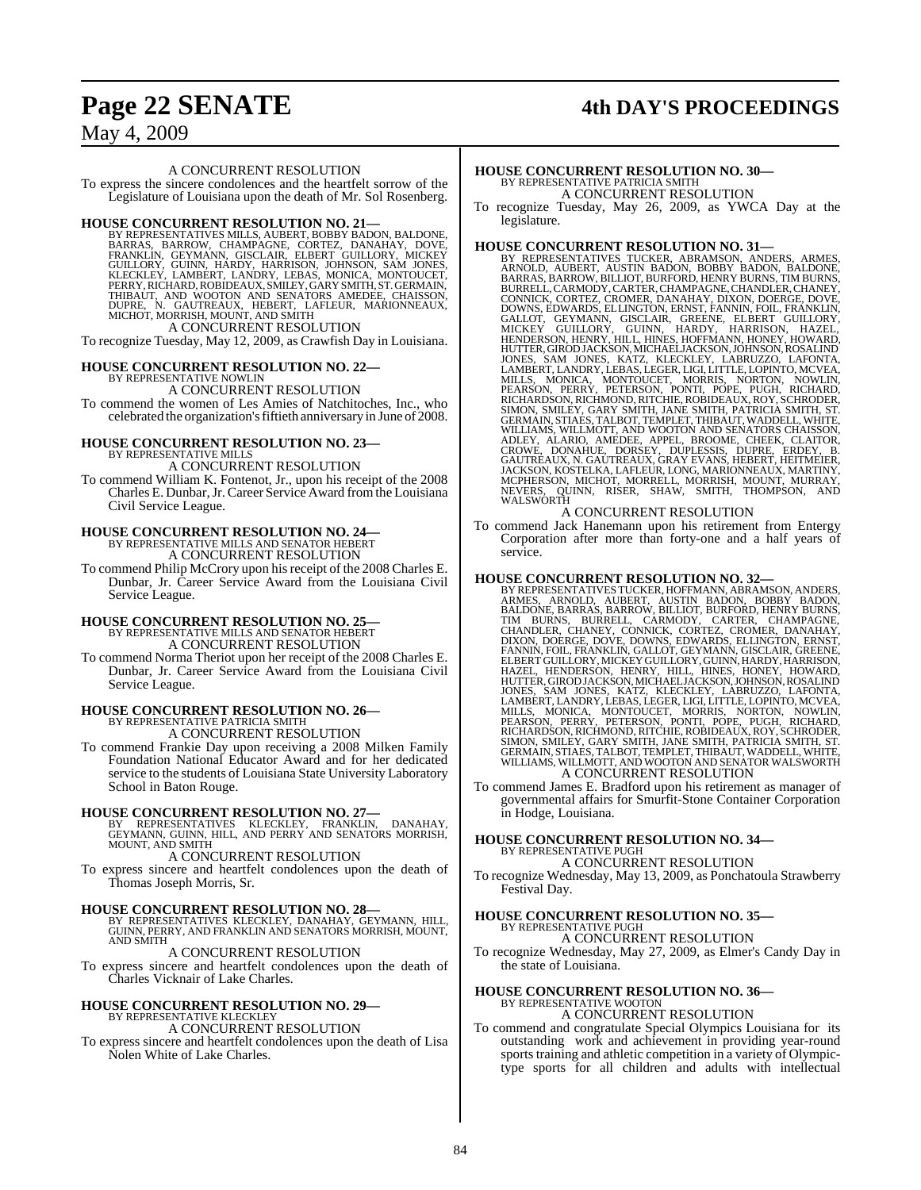A CONCURRENT RESOLUTION

To express the sincere condolences and the heartfelt sorrow of the Legislature of Louisiana upon the death of Mr. Sol Rosenberg.

**HOUSE CONCURRENT RESOLUTION NO. 21—**
BY REPRESENTATIVES MILLS, AUBERT, BOBBY BADON, BALDONE, BARRAS, BARROW, CHAMPAGNE, CORTEZ, DANAHAY, DOVE, FRANKLIN, GEYMANN, GISCLAIR, ELBERT GUILLORY, MICKEY GUILLORY, GUINN, HARDY, HARRISON, JOHNSON, SAM JONES, KLECKLEY, LAMBERT, LANDRY, LEBAS, MONICA, MONTOUCET, PERRY, RICHARD, ROBIDEAUX, SMILEY, GARY SMITH, ST. GERMAIN, THIBAUT, AND WOOTON AND SENATORS AMEDEE, CHAISSON, DUPRE, N. GAUTREAUX, HEBERT, LAFLEUR, MARIONNEAUX, MICHOT, MORRISH, MOUNT, AND SMITH

A CONCURRENT RESOLUTION

To recognize Tuesday, May 12, 2009, as Crawfish Day in Louisiana.

**HOUSE CONCURRENT RESOLUTION NO. 22—**
BY REPRESENTATIVE NOWLIN

A CONCURRENT RESOLUTION

To commend the women of Les Amies of Natchitoches, Inc., who celebrated the organization's fiftieth anniversary in June of 2008.

**HOUSE CONCURRENT RESOLUTION NO. 23—**
BY REPRESENTATIVE MILLS

A CONCURRENT RESOLUTION

To commend William K. Fontenot, Jr., upon his receipt of the 2008 Charles E. Dunbar, Jr. Career Service Award from the Louisiana Civil Service League.

**HOUSE CONCURRENT RESOLUTION NO. 24—**
BY REPRESENTATIVE MILLS AND SENATOR HEBERT

A CONCURRENT RESOLUTION

To commend Philip McCrory upon his receipt of the 2008 Charles E. Dunbar, Jr. Career Service Award from the Louisiana Civil Service League.

**HOUSE CONCURRENT RESOLUTION NO. 25—**
BY REPRESENTATIVE MILLS AND SENATOR HEBERT

A CONCURRENT RESOLUTION

To commend Norma Theriot upon her receipt of the 2008 Charles E. Dunbar, Jr. Career Service Award from the Louisiana Civil Service League.

**HOUSE CONCURRENT RESOLUTION NO. 26—**
BY REPRESENTATIVE PATRICIA SMITH

A CONCURRENT RESOLUTION

To commend Frankie Day upon receiving a 2008 Milken Family Foundation National Educator Award and for her dedicated service to the students of Louisiana State University Laboratory School in Baton Rouge.

**HOUSE CONCURRENT RESOLUTION NO. 27—**
BY REPRESENTATIVES KLECKLEY, FRANKLIN, DANAHAY, GEYMANN, GUINN, HILL, AND PERRY AND SENATORS MORRISH, MOUNT, AND SMITH

A CONCURRENT RESOLUTION

To express sincere and heartfelt condolences upon the death of Thomas Joseph Morris, Sr.

**HOUSE CONCURRENT RESOLUTION NO. 28—**
BY REPRESENTATIVES KLECKLEY, DANAHAY, GEYMANN, HILL, GUINN, PERRY, AND FRANKLIN AND SENATORS MORRISH, MOUNT, AND SMITH

A CONCURRENT RESOLUTION

To express sincere and heartfelt condolences upon the death of Charles Vicknair of Lake Charles.

**HOUSE CONCURRENT RESOLUTION NO. 29—**
BY REPRESENTATIVE KLECKLEY

A CONCURRENT RESOLUTION

To express sincere and heartfelt condolences upon the death of Lisa Nolen White of Lake Charles.

**HOUSE CONCURRENT RESOLUTION NO. 30—**
BY REPRESENTATIVE PATRICIA SMITH

A CONCURRENT RESOLUTION

To recognize Tuesday, May 26, 2009, as YWCA Day at the legislature.

**HOUSE CONCURRENT RESOLUTION NO. 31—**
BY REPRESENTATIVES TUCKER, ABRAMSON, ANDERS, ARMES, ARNOLD, AUBERT, AUSTIN BADON, BOBBY BADON, BALDONE, BARRAS, BARROW, BILLIOT, BURFORD, HENRY BURNS, TIM BURNS, BURRELL, CARMODY, CARTER, CHAMPAGNE, CHANDLER, CHANEY, CONNICK, CORTEZ, CROMER, DANAHAY, DIXON, DOERGE, DOVE, DOWNS, EDWARDS, ELLINGTON, ERNST, FANNIN, FOIL, FRANKLIN, GALLOT, GEYMANN, GISCLAIR, GREENE, ELBERT GUILLORY, MICKEY GUILLORY, GUINN, HARDY, HARRISON, HAZEL, HENDERSON, HENRY, HILL, HINES, HOFFMANN, HONEY, HOWARD, HUTTER, GIROD JACKSON, MICHAEL JACKSON, JOHNSON, ROSALIND JONES, SAM JONES, KATZ, KLECKLEY, LABRUZZO, LAFONTA, LAMBERT, LANDRY, LEBAS, LEGER, LIGI, LITTLE, LOPINTO, MCVEA, MILLS, MONICA, MONTOUCET, MORRIS, NORTON, NOWLIN, PEARSON, PERRY, PETERSON, PONTI, POPE, PUGH, RICHARD, RICHARDSON, RICHMOND, RITCHIE, ROBIDEAUX, ROY, SCHRODER, SIMON, SMILEY, GARY SMITH, JANE SMITH, PATRICIA SMITH, ST. GERMAIN, STIAES, TALBOT, TEMPLET, THIBAUT, WADDELL, WHITE, WILLIAMS, WILLMOTT, AND WOOTON AND SENATORS CHAISSON, ADLEY, ALARIO, AMEDEE, APPEL, BROOME, CHEEK, CLAITOR, CROWE, DONAHUE, DORSEY, DUPLESSIS, DUPRE, ERDEY, B. GAUTREAUX, N. GAUTREAUX, GRAY EVANS, HEBERT, HEITMEIER, JACKSON, KOSTELKA, LAFLEUR, LONG, MARIONNEAUX, MARTINY, MCPHERSON, MICHOT, MORRELL, MORRISH, MOUNT, MURRAY, NEVERS, QUINN, RISER, SHAW, SMITH, THOMPSON, AND WALSWORTH

A CONCURRENT RESOLUTION

To commend Jack Hanemann upon his retirement from Entergy Corporation after more than forty-one and a half years of service.

**HOUSE CONCURRENT RESOLUTION NO. 32—**
BY REPRESENTATIVES TUCKER, HOFFMANN, ABRAMSON, ANDERS, ARMES, ARNOLD, AUBERT, AUSTIN BADON, BOBBY BADON, BALDONE, BARRAS, BARROW, BILLIOT, BURFORD, HENRY BURNS, TIM BURNS, BURRELL, CARMODY, CARTER, CHAMPAGNE, CHANDLER, CHANEY, CONNICK, CORTEZ, CROMER, DANAHAY, DIXON, DOERGE, DOVE, DOWNS, EDWARDS, ELLINGTON, ERNST, FANNIN, FOIL, FRANKLIN, GALLOT, GEYMANN, GISCLAIR, GREENE, ELBERT GUILLORY, MICKEY GUILLORY, GUINN, HARDY, HARRISON, HAZEL, HENDERSON, HENRY, HILL, HINES, HONEY, HOWARD, HUTTER, GIROD JACKSON, MICHAEL JACKSON, JOHNSON, ROSALIND JONES, SAM JONES, KATZ, KLECKLEY, LABRUZZO, LAFONTA, LAMBERT, LANDRY, LEBAS, LEGER, LIGI, LITTLE, LOPINTO, MCVEA, MILLS, MONICA, MONTOUCET, MORRIS, NORTON, NOWLIN, PEARSON, PERRY, PETERSON, PONTI, POPE, PUGH, RICHARD, RICHARDSON, RICHMOND, RITCHIE, ROBIDEAUX, ROY, SCHRODER, SIMON, SMILEY, GARY SMITH, JANE SMITH, PATRICIA SMITH, ST. GERMAIN, STIAES, TALBOT, TEMPLET, THIBAUT, WADDELL, WHITE, WILLIAMS, WILLMOTT, AND WOOTON AND SENATOR WALSWORTH

A CONCURRENT RESOLUTION

To commend James E. Bradford upon his retirement as manager of governmental affairs for Smurfit-Stone Container Corporation in Hodge, Louisiana.

**HOUSE CONCURRENT RESOLUTION NO. 34—**
BY REPRESENTATIVE PUGH

A CONCURRENT RESOLUTION

To recognize Wednesday, May 13, 2009, as Ponchatoula Strawberry Festival Day.

**HOUSE CONCURRENT RESOLUTION NO. 35—**
BY REPRESENTATIVE PUGH

A CONCURRENT RESOLUTION

To recognize Wednesday, May 27, 2009, as Elmer's Candy Day in the state of Louisiana.

**HOUSE CONCURRENT RESOLUTION NO. 36—**
BY REPRESENTATIVE WOOTON

A CONCURRENT RESOLUTION

To commend and congratulate Special Olympics Louisiana for its outstanding work and achievement in providing year-round sports training and athletic competition in a variety of Olympic-type sports for all children and adults with intellectual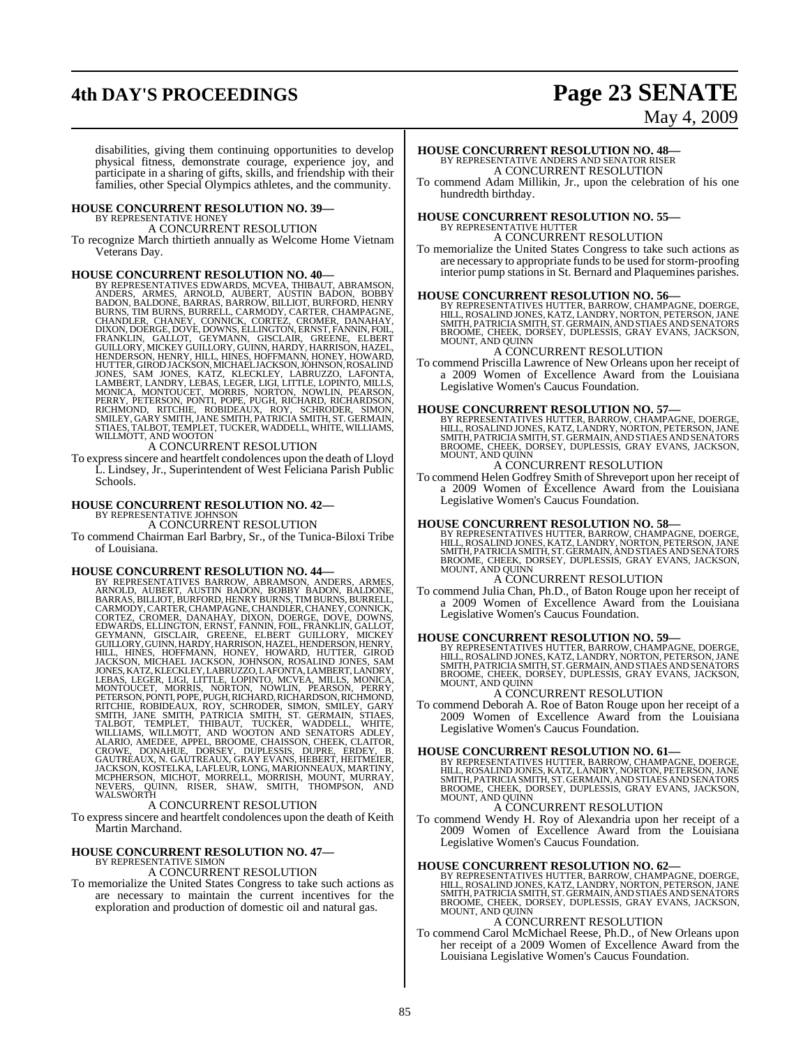disabilities, giving them continuing opportunities to develop physical fitness, demonstrate courage, experience joy, and participate in a sharing of gifts, skills, and friendship with their families, other Special Olympics athletes, and the community.

**HOUSE CONCURRENT RESOLUTION NO. 39—**
BY REPRESENTATIVE HONEY
A CONCURRENT RESOLUTION
To recognize March thirtieth annually as Welcome Home Vietnam Veterans Day.

**HOUSE CONCURRENT RESOLUTION NO. 40—**
BY REPRESENTATIVES EDWARDS, MCVEA, THIBAUT, ABRAMSON, ANDERS, ARMES, ARNOLD, AUBERT, AUSTIN BADON, BOBBY BADON, BALDONE, BARRAS, BARROW, BILLIOT, BURFORD, HENRY BURNS, TIM BURNS, BURRELL, CARMODY, CARTER, CHAMPAGNE, CHANDLER, CHANEY, CONNICK, CORTEZ, CROMER, DANAHAY, DIXON, DOERGE, DOVE, DOWNS, ELLINGTON, ERNST, FANNIN, FOIL, FRANKLIN, GALLOT, GEYMANN, GISCLAIR, GREENE, ELBERT GUILLORY, MICKEY GUILLORY, GUINN, HARDY, HARRISON, HAZEL, HENDERSON, HENRY, HILL, HINES, HOFFMANN, HONEY, HOWARD, HUTTER, GIROD JACKSON, MICHAEL JACKSON, JOHNSON, ROSALIND JONES, SAM JONES, KATZ, KLECKLEY, LABRUZZO, LAFONTA, LAMBERT, LANDRY, LEBAS, LEGER, LIGI, LITTLE, LOPINTO, MILLS, MONICA, MONTOUCET, MORRIS, NORTON, NOWLIN, PEARSON, PERRY, PETERSON, PONTI, POPE, PUGH, RICHARD, RICHARDSON, RICHMOND, RITCHIE, ROBIDEAUX, ROY, SCHRODER, SIMON, SMILEY, GARY SMITH, JANE SMITH, PATRICIA SMITH, ST. GERMAIN, STIAES, TALBOT, TEMPLET, TUCKER, WADDELL, WHITE, WILLIAMS, WILLMOTT, AND WOOTON
A CONCURRENT RESOLUTION
To express sincere and heartfelt condolences upon the death of Lloyd L. Lindsey, Jr., Superintendent of West Feliciana Parish Public Schools.

**HOUSE CONCURRENT RESOLUTION NO. 42—**
BY REPRESENTATIVE JOHNSON
A CONCURRENT RESOLUTION
To commend Chairman Earl Barbry, Sr., of the Tunica-Biloxi Tribe of Louisiana.

**HOUSE CONCURRENT RESOLUTION NO. 44—**
BY REPRESENTATIVES BARROW, ABRAMSON, ANDERS, ARMES, ARNOLD, AUBERT, AUSTIN BADON, BOBBY BADON, BALDONE, BARRAS, BILLIOT, BURFORD, HENRY BURNS, TIM BURNS, BURRELL, CARMODY, CARTER, CHAMPAGNE, CHANDLER, CHANEY, CONNICK, CORTEZ, CROMER, DANAHAY, DIXON, DOERGE, DOVE, DOWNS, EDWARDS, ELLINGTON, ERNST, FANNIN, FOIL, FRANKLIN, GALLOT, GEYMANN, GISCLAIR, GREENE, ELBERT GUILLORY, MICKEY GUILLORY, GUINN, HARDY, HARRISON, HAZEL, HENDERSON, HENRY, HILL, HINES, HOFFMANN, HONEY, HOWARD, HUTTER, GIROD JACKSON, MICHAEL JACKSON, JOHNSON, ROSALIND JONES, SAM JONES, KATZ, KLECKLEY, LABRUZZO, LAFONTA, LAMBERT, LANDRY, LEBAS, LEGER, LIGI, LITTLE, LOPINTO, MCVEA, MILLS, MONICA, MONTOUCET, MORRIS, NORTON, NOWLIN, PEARSON, PERRY, PETERSON, PONTI, POPE, PUGH, RICHARD, RICHARDSON, RICHMOND, RITCHIE, ROBIDEAUX, ROY, SCHRODER, SIMON, SMILEY, GARY SMITH, JANE SMITH, PATRICIA SMITH, ST. GERMAIN, STIAES, TALBOT, TEMPLET, THIBAUT, TUCKER, WADDELL, WHITE, WILLIAMS, WILLMOTT, AND WOOTON AND SENATORS ADLEY, ALARIO, AMEDEE, APPEL, BROOME, CHAISSON, CHEEK, CLAITOR, CROWE, DONAHUE, DORSEY, DUPLESSIS, DUPRE, ERDEY, B. GAUTREAUX, N. GAUTREAUX, GRAY EVANS, HEBERT, HEITMEIER, JACKSON, KOSTELKA, LAFLEUR, LONG, MARIONNEAUX, MARTINY, MCPHERSON, MICHOT, MORRELL, MORRISH, MOUNT, MURRAY, NEVERS, QUINN, RISER, SHAW, SMITH, THOMPSON, AND WALSWORTH
A CONCURRENT RESOLUTION
To express sincere and heartfelt condolences upon the death of Keith Martin Marchand.

**HOUSE CONCURRENT RESOLUTION NO. 47—**
BY REPRESENTATIVE SIMON
A CONCURRENT RESOLUTION
To memorialize the United States Congress to take such actions as are necessary to maintain the current incentives for the exploration and production of domestic oil and natural gas.

**HOUSE CONCURRENT RESOLUTION NO. 48—**
BY REPRESENTATIVE ANDERS AND SENATOR RISER
A CONCURRENT RESOLUTION
To commend Adam Millikin, Jr., upon the celebration of his one hundredth birthday.

**HOUSE CONCURRENT RESOLUTION NO. 55—**
BY REPRESENTATIVE HUTTER
A CONCURRENT RESOLUTION
To memorialize the United States Congress to take such actions as are necessary to appropriate funds to be used for storm-proofing interior pump stations in St. Bernard and Plaquemines parishes.

**HOUSE CONCURRENT RESOLUTION NO. 56—**
BY REPRESENTATIVES HUTTER, BARROW, CHAMPAGNE, DOERGE, HILL, ROSALIND JONES, KATZ, LANDRY, NORTON, PETERSON, JANE SMITH, PATRICIA SMITH, ST. GERMAIN, AND STIAES AND SENATORS BROOME, CHEEK, DORSEY, DUPLESSIS, GRAY EVANS, JACKSON, MOUNT, AND QUINN
A CONCURRENT RESOLUTION
To commend Priscilla Lawrence of New Orleans upon her receipt of a 2009 Women of Excellence Award from the Louisiana Legislative Women's Caucus Foundation.

**HOUSE CONCURRENT RESOLUTION NO. 57—**
BY REPRESENTATIVES HUTTER, BARROW, CHAMPAGNE, DOERGE, HILL, ROSALIND JONES, KATZ, LANDRY, NORTON, PETERSON, JANE SMITH, PATRICIA SMITH, ST. GERMAIN, AND STIAES AND SENATORS BROOME, CHEEK, DORSEY, DUPLESSIS, GRAY EVANS, JACKSON, MOUNT, AND QUINN
A CONCURRENT RESOLUTION
To commend Helen Godfrey Smith of Shreveport upon her receipt of a 2009 Women of Excellence Award from the Louisiana Legislative Women's Caucus Foundation.

**HOUSE CONCURRENT RESOLUTION NO. 58—**
BY REPRESENTATIVES HUTTER, BARROW, CHAMPAGNE, DOERGE, HILL, ROSALIND JONES, KATZ, LANDRY, NORTON, PETERSON, JANE SMITH, PATRICIA SMITH, ST. GERMAIN, AND STIAES AND SENATORS BROOME, CHEEK, DORSEY, DUPLESSIS, GRAY EVANS, JACKSON, MOUNT, AND QUINN
A CONCURRENT RESOLUTION
To commend Julia Chan, Ph.D., of Baton Rouge upon her receipt of a 2009 Women of Excellence Award from the Louisiana Legislative Women's Caucus Foundation.

**HOUSE CONCURRENT RESOLUTION NO. 59—**
BY REPRESENTATIVES HUTTER, BARROW, CHAMPAGNE, DOERGE, HILL, ROSALIND JONES, KATZ, LANDRY, NORTON, PETERSON, JANE SMITH, PATRICIA SMITH, ST. GERMAIN, AND STIAES AND SENATORS BROOME, CHEEK, DORSEY, DUPLESSIS, GRAY EVANS, JACKSON, MOUNT, AND QUINN
A CONCURRENT RESOLUTION
To commend Deborah A. Roe of Baton Rouge upon her receipt of a 2009 Women of Excellence Award from the Louisiana Legislative Women's Caucus Foundation.

**HOUSE CONCURRENT RESOLUTION NO. 61—**
BY REPRESENTATIVES HUTTER, BARROW, CHAMPAGNE, DOERGE, HILL, ROSALIND JONES, KATZ, LANDRY, NORTON, PETERSON, JANE SMITH, PATRICIA SMITH, ST. GERMAIN, AND STIAES AND SENATORS BROOME, CHEEK, DORSEY, DUPLESSIS, GRAY EVANS, JACKSON, MOUNT, AND QUINN
A CONCURRENT RESOLUTION
To commend Wendy H. Roy of Alexandria upon her receipt of a 2009 Women of Excellence Award from the Louisiana Legislative Women's Caucus Foundation.

**HOUSE CONCURRENT RESOLUTION NO. 62—**
BY REPRESENTATIVES HUTTER, BARROW, CHAMPAGNE, DOERGE, HILL, ROSALIND JONES, KATZ, LANDRY, NORTON, PETERSON, JANE SMITH, PATRICIA SMITH, ST. GERMAIN, AND STIAES AND SENATORS BROOME, CHEEK, DORSEY, DUPLESSIS, GRAY EVANS, JACKSON, MOUNT, AND QUINN
A CONCURRENT RESOLUTION
To commend Carol McMichael Reese, Ph.D., of New Orleans upon her receipt of a 2009 Women of Excellence Award from the Louisiana Legislative Women's Caucus Foundation.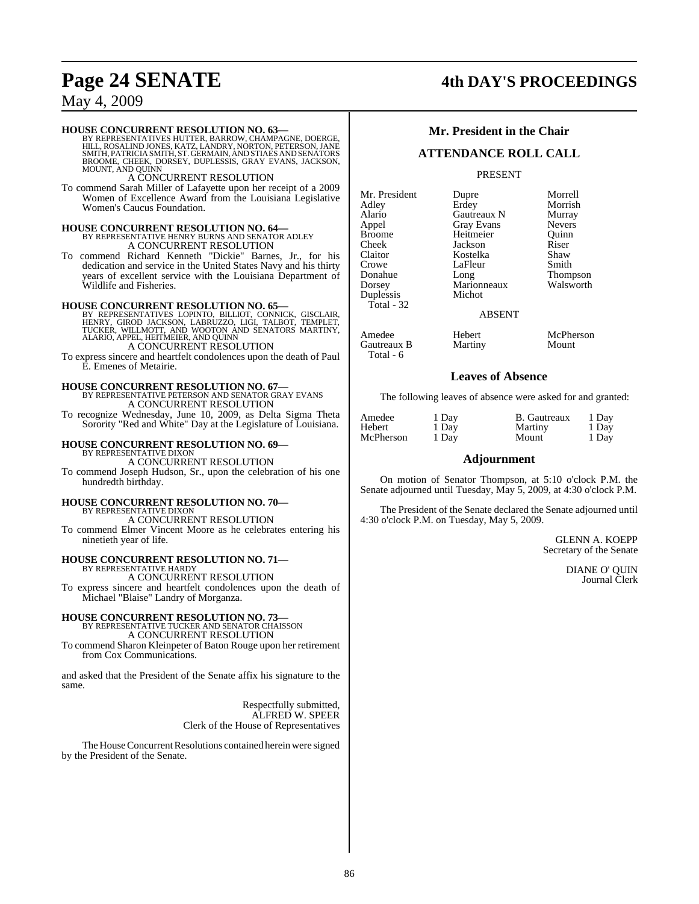**HOUSE CONCURRENT RESOLUTION NO. 63—**
BY REPRESENTATIVES HUTTER, BARROW, CHAMPAGNE, DOERGE, HILL, ROSALIND JONES, KATZ, LANDRY, NORTON, PETERSON, JANE SMITH, PATRICIA SMITH, ST. GERMAIN, AND STIAES AND SENATORS BROOME, CHEEK, DORSEY, DUPLESSIS, GRAY EVANS, JACKSON, MOUNT, AND QUINN

A CONCURRENT RESOLUTION

To commend Sarah Miller of Lafayette upon her receipt of a 2009 Women of Excellence Award from the Louisiana Legislative Women's Caucus Foundation.

**HOUSE CONCURRENT RESOLUTION NO. 64—**
BY REPRESENTATIVE HENRY BURNS AND SENATOR ADLEY

A CONCURRENT RESOLUTION

To commend Richard Kenneth "Dickie" Barnes, Jr., for his dedication and service in the United States Navy and his thirty years of excellent service with the Louisiana Department of Wildlife and Fisheries.

**HOUSE CONCURRENT RESOLUTION NO. 65—**
BY REPRESENTATIVES LOPINTO, BILLIOT, CONNICK, GISCLAIR, HENRY, GIROD JACKSON, LABRUZZO, LIGI, TALBOT, TEMPLET, TUCKER, WILLMOTT, AND WOOTON AND SENATORS MARTINY, ALARIO, APPEL, HEITMEIER, AND QUINN

A CONCURRENT RESOLUTION

To express sincere and heartfelt condolences upon the death of Paul E. Emenes of Metairie.

**HOUSE CONCURRENT RESOLUTION NO. 67—**
BY REPRESENTATIVE PETERSON AND SENATOR GRAY EVANS

A CONCURRENT RESOLUTION

To recognize Wednesday, June 10, 2009, as Delta Sigma Theta Sorority "Red and White" Day at the Legislature of Louisiana.

**HOUSE CONCURRENT RESOLUTION NO. 69—**
BY REPRESENTATIVE DIXON

A CONCURRENT RESOLUTION

To commend Joseph Hudson, Sr., upon the celebration of his one hundredth birthday.

**HOUSE CONCURRENT RESOLUTION NO. 70—**
BY REPRESENTATIVE DIXON

A CONCURRENT RESOLUTION

To commend Elmer Vincent Moore as he celebrates entering his ninetieth year of life.

**HOUSE CONCURRENT RESOLUTION NO. 71—**
BY REPRESENTATIVE HARDY

A CONCURRENT RESOLUTION

To express sincere and heartfelt condolences upon the death of Michael "Blaise" Landry of Morganza.

**HOUSE CONCURRENT RESOLUTION NO. 73—**
BY REPRESENTATIVE TUCKER AND SENATOR CHAISSON

A CONCURRENT RESOLUTION

To commend Sharon Kleinpeter of Baton Rouge upon her retirement from Cox Communications.

and asked that the President of the Senate affix his signature to the same.

Respectfully submitted,
ALFRED W. SPEER
Clerk of the House of Representatives

The House Concurrent Resolutions contained herein were signed by the President of the Senate.

## Mr. President in the Chair

## ATTENDANCE ROLL CALL

PRESENT

| | | |
|---|---|---|
| Mr. President | Dupre | Morrell |
| Adley | Erdey | Morrish |
| Alario | Gautreaux N | Murray |
| Appel | Gray Evans | Nevers |
| Broome | Heitmeier | Quinn |
| Cheek | Jackson | Riser |
| Claitor | Kostelka | Shaw |
| Crowe | LaFleur | Smith |
| Donahue | Long | Thompson |
| Dorsey | Marionneaux | Walsworth |
| Duplessis | Michot | |
| Total - 32 | | |

ABSENT

| | | |
|---|---|---|
| Amedee | Hebert | McPherson |
| Gautreaux B | Martiny | Mount |
| Total - 6 | | |

## Leaves of Absence

The following leaves of absence were asked for and granted:

| | | | |
|---|---|---|---|
| Amedee | 1 Day | B. Gautreaux | 1 Day |
| Hebert | 1 Day | Martiny | 1 Day |
| McPherson | 1 Day | Mount | 1 Day |

## Adjournment

On motion of Senator Thompson, at 5:10 o'clock P.M. the Senate adjourned until Tuesday, May 5, 2009, at 4:30 o'clock P.M.

The President of the Senate declared the Senate adjourned until 4:30 o'clock P.M. on Tuesday, May 5, 2009.

GLENN A. KOEPP
Secretary of the Senate

DIANE O' QUIN
Journal Clerk